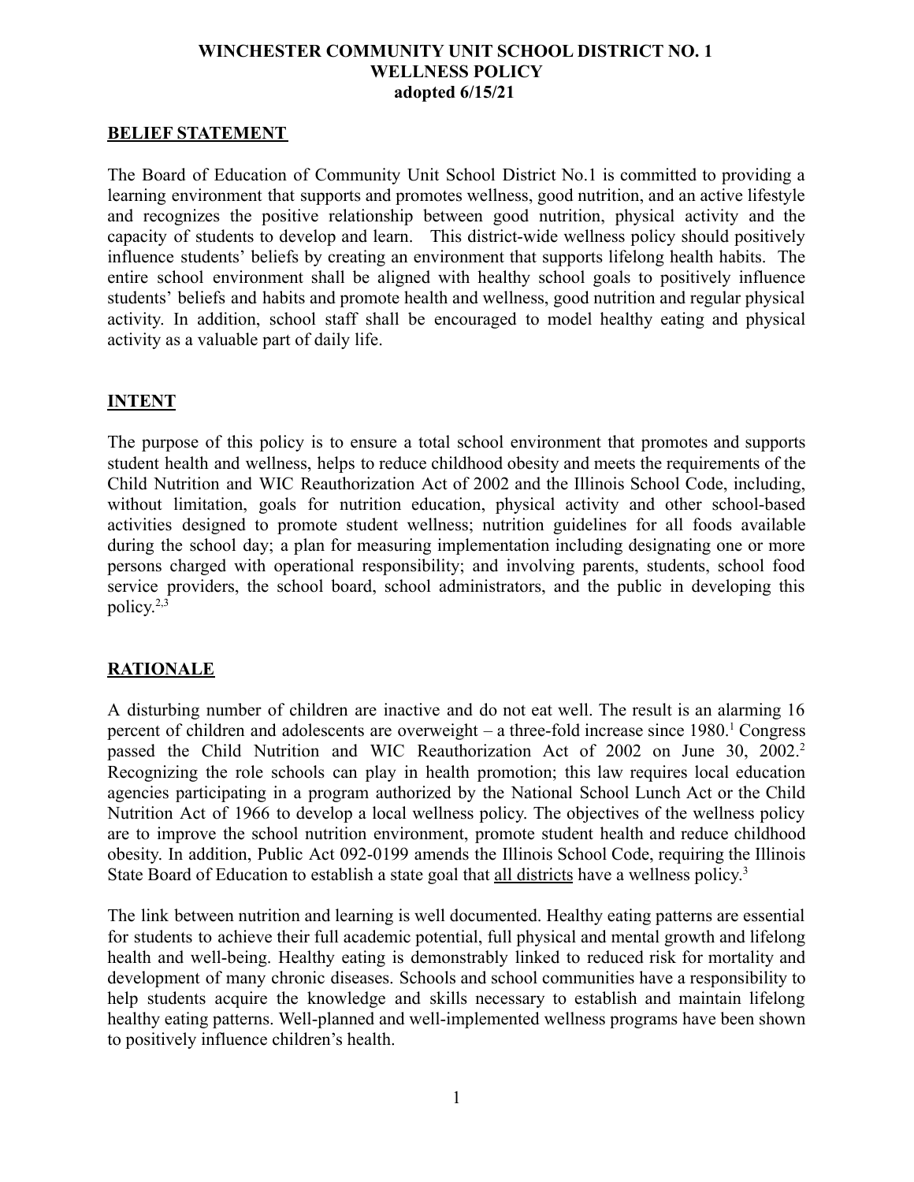# WINCHESTER COMMUNITY UNIT SCHOOL DISTRICT NO. 1
# WELLNESS POLICY
**adopted 6/15/21**

## BELIEF STATEMENT

The Board of Education of Community Unit School District No.1 is committed to providing a learning environment that supports and promotes wellness, good nutrition, and an active lifestyle and recognizes the positive relationship between good nutrition, physical activity and the capacity of students to develop and learn. This district-wide wellness policy should positively influence students' beliefs by creating an environment that supports lifelong health habits. The entire school environment shall be aligned with healthy school goals to positively influence students' beliefs and habits and promote health and wellness, good nutrition and regular physical activity. In addition, school staff shall be encouraged to model healthy eating and physical activity as a valuable part of daily life.

## INTENT

The purpose of this policy is to ensure a total school environment that promotes and supports student health and wellness, helps to reduce childhood obesity and meets the requirements of the Child Nutrition and WIC Reauthorization Act of 2002 and the Illinois School Code, including, without limitation, goals for nutrition education, physical activity and other school-based activities designed to promote student wellness; nutrition guidelines for all foods available during the school day; a plan for measuring implementation including designating one or more persons charged with operational responsibility; and involving parents, students, school food service providers, the school board, school administrators, and the public in developing this policy.[2,3]

## RATIONALE

A disturbing number of children are inactive and do not eat well. The result is an alarming 16 percent of children and adolescents are overweight – a three-fold increase since 1980.[1] Congress passed the Child Nutrition and WIC Reauthorization Act of 2002 on June 30, 2002.[2] Recognizing the role schools can play in health promotion; this law requires local education agencies participating in a program authorized by the National School Lunch Act or the Child Nutrition Act of 1966 to develop a local wellness policy. The objectives of the wellness policy are to improve the school nutrition environment, promote student health and reduce childhood obesity. In addition, Public Act 092-0199 amends the Illinois School Code, requiring the Illinois State Board of Education to establish a state goal that <u>all districts</u> have a wellness policy.[3]

The link between nutrition and learning is well documented. Healthy eating patterns are essential for students to achieve their full academic potential, full physical and mental growth and lifelong health and well-being. Healthy eating is demonstrably linked to reduced risk for mortality and development of many chronic diseases. Schools and school communities have a responsibility to help students acquire the knowledge and skills necessary to establish and maintain lifelong healthy eating patterns. Well-planned and well-implemented wellness programs have been shown to positively influence children's health.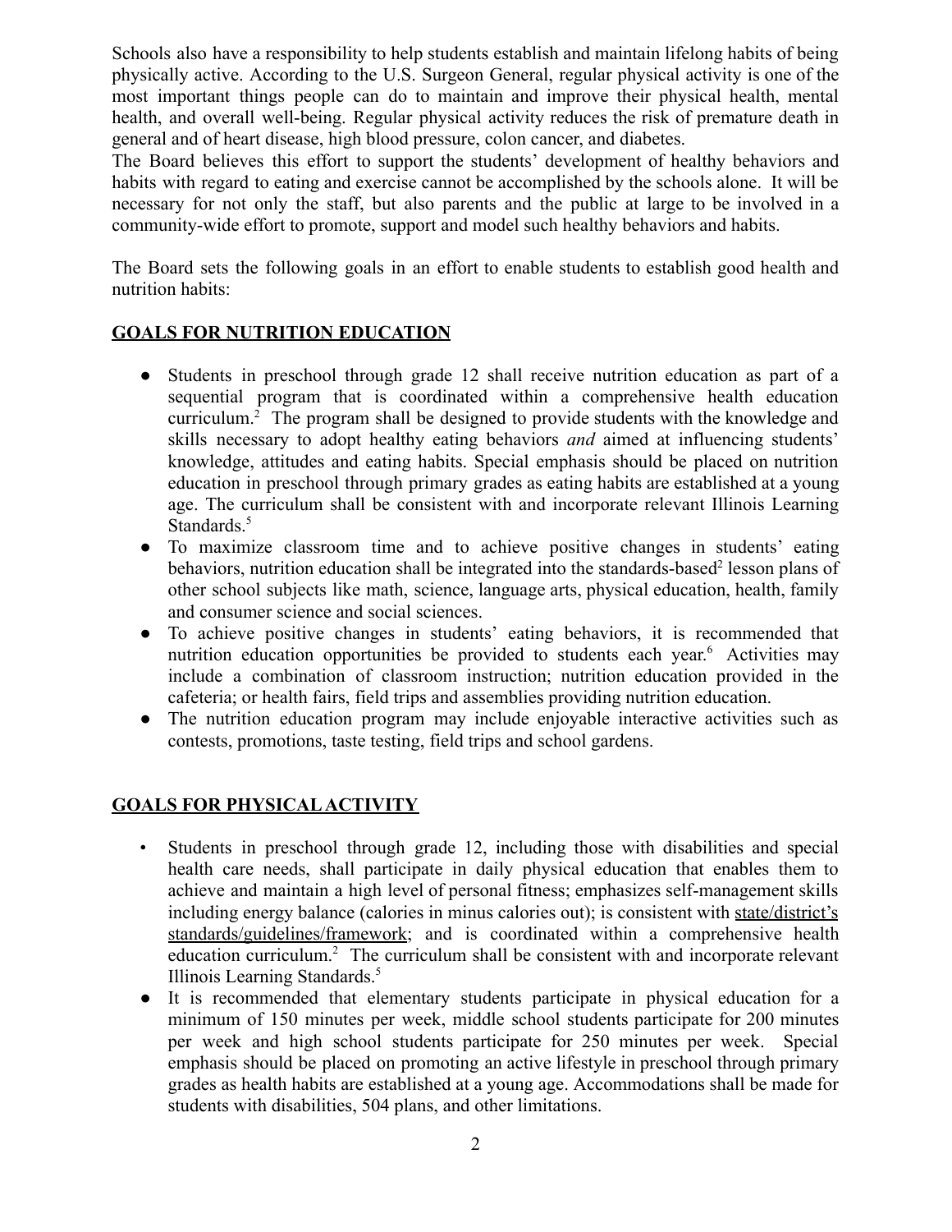Schools also have a responsibility to help students establish and maintain lifelong habits of being physically active. According to the U.S. Surgeon General, regular physical activity is one of the most important things people can do to maintain and improve their physical health, mental health, and overall well-being. Regular physical activity reduces the risk of premature death in general and of heart disease, high blood pressure, colon cancer, and diabetes.

The Board believes this effort to support the students' development of healthy behaviors and habits with regard to eating and exercise cannot be accomplished by the schools alone. It will be necessary for not only the staff, but also parents and the public at large to be involved in a community-wide effort to promote, support and model such healthy behaviors and habits.

The Board sets the following goals in an effort to enable students to establish good health and nutrition habits:

## GOALS FOR NUTRITION EDUCATION

- Students in preschool through grade 12 shall receive nutrition education as part of a sequential program that is coordinated within a comprehensive health education curriculum.[2] The program shall be designed to provide students with the knowledge and skills necessary to adopt healthy eating behaviors *and* aimed at influencing students' knowledge, attitudes and eating habits. Special emphasis should be placed on nutrition education in preschool through primary grades as eating habits are established at a young age. The curriculum shall be consistent with and incorporate relevant Illinois Learning Standards.[5]
- To maximize classroom time and to achieve positive changes in students' eating behaviors, nutrition education shall be integrated into the standards-based[2] lesson plans of other school subjects like math, science, language arts, physical education, health, family and consumer science and social sciences.
- To achieve positive changes in students' eating behaviors, it is recommended that nutrition education opportunities be provided to students each year.[6] Activities may include a combination of classroom instruction; nutrition education provided in the cafeteria; or health fairs, field trips and assemblies providing nutrition education.
- The nutrition education program may include enjoyable interactive activities such as contests, promotions, taste testing, field trips and school gardens.

## GOALS FOR PHYSICAL ACTIVITY

- Students in preschool through grade 12, including those with disabilities and special health care needs, shall participate in daily physical education that enables them to achieve and maintain a high level of personal fitness; emphasizes self-management skills including energy balance (calories in minus calories out); is consistent with state/district's standards/guidelines/framework; and is coordinated within a comprehensive health education curriculum.[2] The curriculum shall be consistent with and incorporate relevant Illinois Learning Standards.[5]
- It is recommended that elementary students participate in physical education for a minimum of 150 minutes per week, middle school students participate for 200 minutes per week and high school students participate for 250 minutes per week. Special emphasis should be placed on promoting an active lifestyle in preschool through primary grades as health habits are established at a young age. Accommodations shall be made for students with disabilities, 504 plans, and other limitations.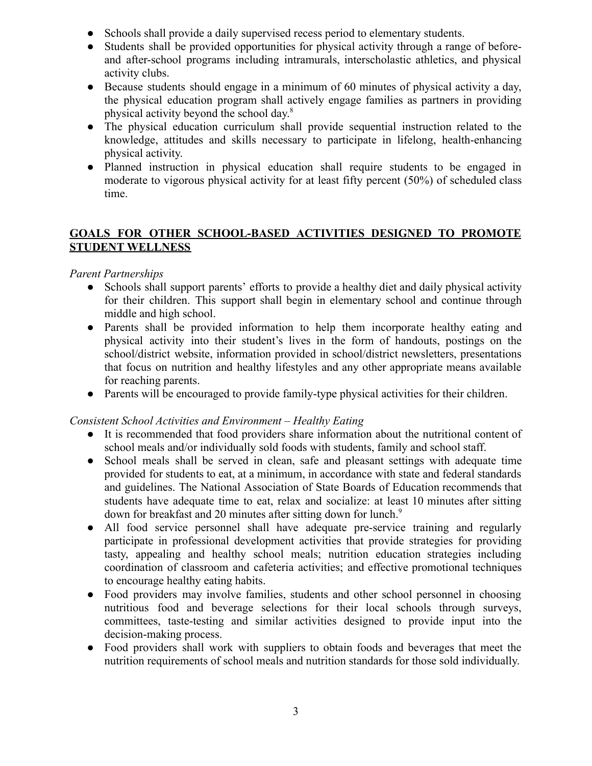- Schools shall provide a daily supervised recess period to elementary students.
- Students shall be provided opportunities for physical activity through a range of before- and after-school programs including intramurals, interscholastic athletics, and physical activity clubs.
- Because students should engage in a minimum of 60 minutes of physical activity a day, the physical education program shall actively engage families as partners in providing physical activity beyond the school day.[8]
- The physical education curriculum shall provide sequential instruction related to the knowledge, attitudes and skills necessary to participate in lifelong, health-enhancing physical activity.
- Planned instruction in physical education shall require students to be engaged in moderate to vigorous physical activity for at least fifty percent (50%) of scheduled class time.

## **GOALS FOR OTHER SCHOOL-BASED ACTIVITIES DESIGNED TO PROMOTE STUDENT WELLNESS**

*Parent Partnerships*

- Schools shall support parents' efforts to provide a healthy diet and daily physical activity for their children. This support shall begin in elementary school and continue through middle and high school.
- Parents shall be provided information to help them incorporate healthy eating and physical activity into their student's lives in the form of handouts, postings on the school/district website, information provided in school/district newsletters, presentations that focus on nutrition and healthy lifestyles and any other appropriate means available for reaching parents.
- Parents will be encouraged to provide family-type physical activities for their children.

*Consistent School Activities and Environment – Healthy Eating*

- It is recommended that food providers share information about the nutritional content of school meals and/or individually sold foods with students, family and school staff.
- School meals shall be served in clean, safe and pleasant settings with adequate time provided for students to eat, at a minimum, in accordance with state and federal standards and guidelines. The National Association of State Boards of Education recommends that students have adequate time to eat, relax and socialize: at least 10 minutes after sitting down for breakfast and 20 minutes after sitting down for lunch.[9]
- All food service personnel shall have adequate pre-service training and regularly participate in professional development activities that provide strategies for providing tasty, appealing and healthy school meals; nutrition education strategies including coordination of classroom and cafeteria activities; and effective promotional techniques to encourage healthy eating habits.
- Food providers may involve families, students and other school personnel in choosing nutritious food and beverage selections for their local schools through surveys, committees, taste-testing and similar activities designed to provide input into the decision-making process.
- Food providers shall work with suppliers to obtain foods and beverages that meet the nutrition requirements of school meals and nutrition standards for those sold individually.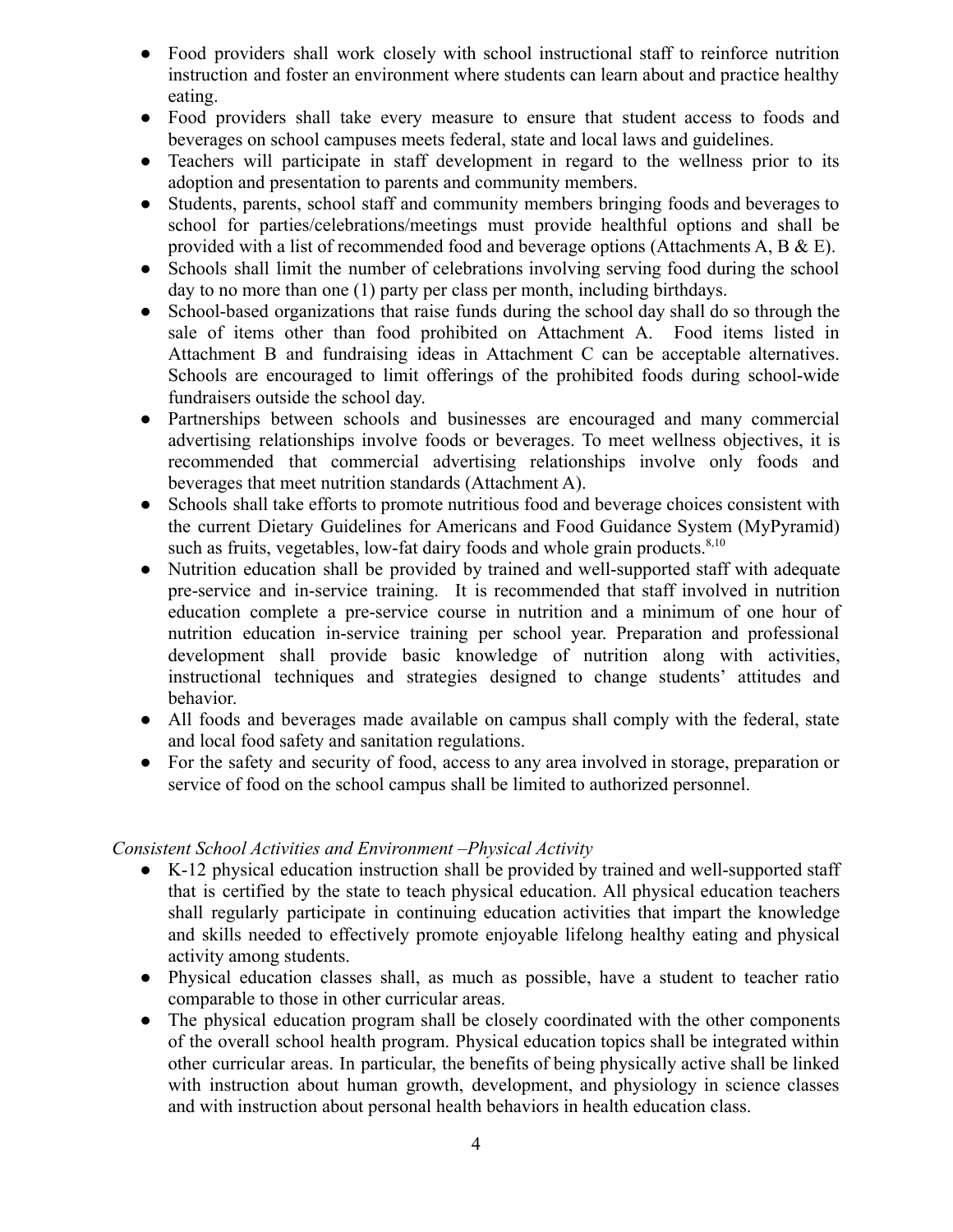- Food providers shall work closely with school instructional staff to reinforce nutrition instruction and foster an environment where students can learn about and practice healthy eating.
- Food providers shall take every measure to ensure that student access to foods and beverages on school campuses meets federal, state and local laws and guidelines.
- Teachers will participate in staff development in regard to the wellness prior to its adoption and presentation to parents and community members.
- Students, parents, school staff and community members bringing foods and beverages to school for parties/celebrations/meetings must provide healthful options and shall be provided with a list of recommended food and beverage options (Attachments A, B & E).
- Schools shall limit the number of celebrations involving serving food during the school day to no more than one (1) party per class per month, including birthdays.
- School-based organizations that raise funds during the school day shall do so through the sale of items other than food prohibited on Attachment A. Food items listed in Attachment B and fundraising ideas in Attachment C can be acceptable alternatives. Schools are encouraged to limit offerings of the prohibited foods during school-wide fundraisers outside the school day.
- Partnerships between schools and businesses are encouraged and many commercial advertising relationships involve foods or beverages. To meet wellness objectives, it is recommended that commercial advertising relationships involve only foods and beverages that meet nutrition standards (Attachment A).
- Schools shall take efforts to promote nutritious food and beverage choices consistent with the current Dietary Guidelines for Americans and Food Guidance System (MyPyramid) such as fruits, vegetables, low-fat dairy foods and whole grain products.[8,10]
- Nutrition education shall be provided by trained and well-supported staff with adequate pre-service and in-service training. It is recommended that staff involved in nutrition education complete a pre-service course in nutrition and a minimum of one hour of nutrition education in-service training per school year. Preparation and professional development shall provide basic knowledge of nutrition along with activities, instructional techniques and strategies designed to change students' attitudes and behavior.
- All foods and beverages made available on campus shall comply with the federal, state and local food safety and sanitation regulations.
- For the safety and security of food, access to any area involved in storage, preparation or service of food on the school campus shall be limited to authorized personnel.

*Consistent School Activities and Environment –Physical Activity*

- K-12 physical education instruction shall be provided by trained and well-supported staff that is certified by the state to teach physical education. All physical education teachers shall regularly participate in continuing education activities that impart the knowledge and skills needed to effectively promote enjoyable lifelong healthy eating and physical activity among students.
- Physical education classes shall, as much as possible, have a student to teacher ratio comparable to those in other curricular areas.
- The physical education program shall be closely coordinated with the other components of the overall school health program. Physical education topics shall be integrated within other curricular areas. In particular, the benefits of being physically active shall be linked with instruction about human growth, development, and physiology in science classes and with instruction about personal health behaviors in health education class.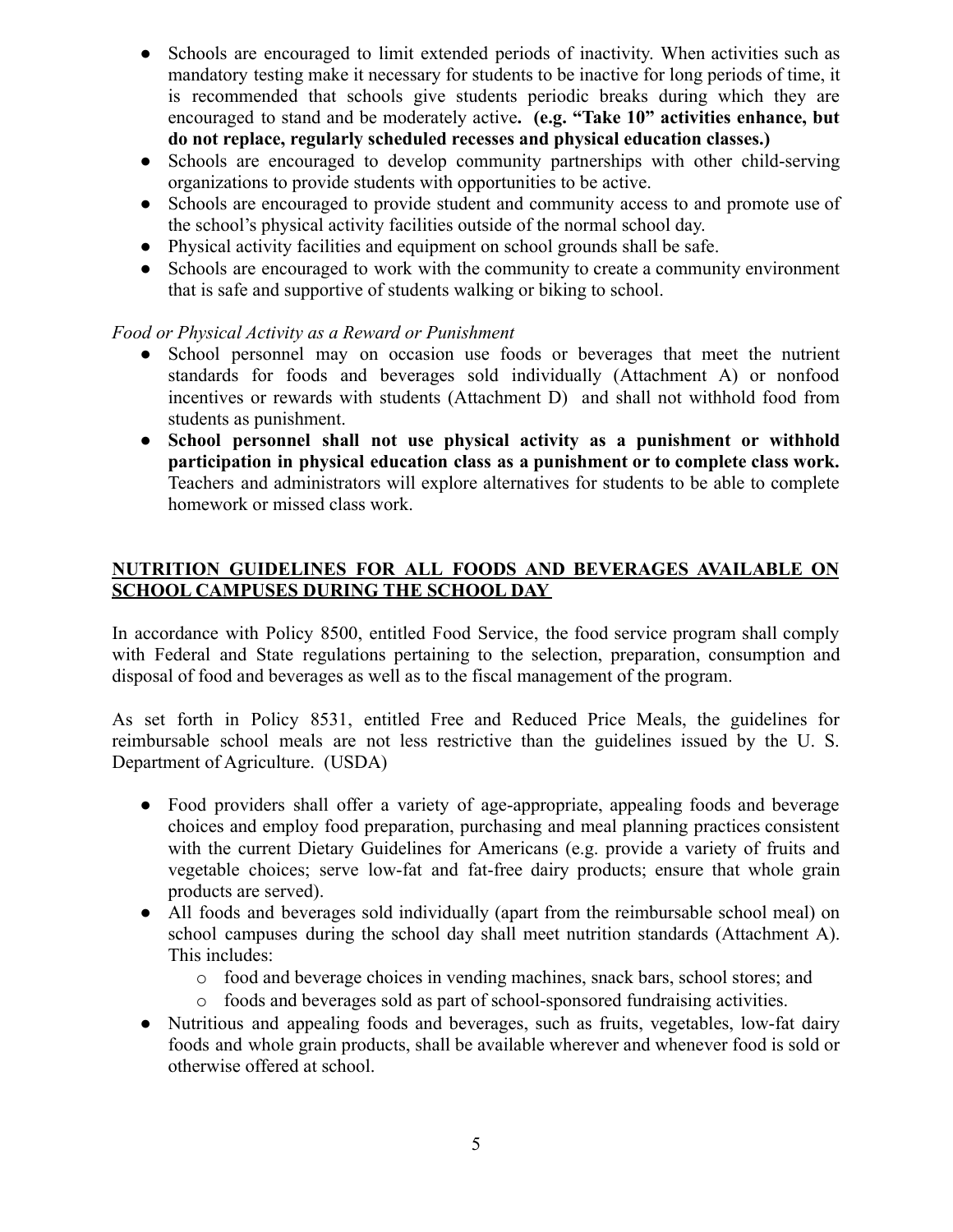- Schools are encouraged to limit extended periods of inactivity. When activities such as mandatory testing make it necessary for students to be inactive for long periods of time, it is recommended that schools give students periodic breaks during which they are encouraged to stand and be moderately active**. (e.g. "Take 10" activities enhance, but do not replace, regularly scheduled recesses and physical education classes.)**
- Schools are encouraged to develop community partnerships with other child-serving organizations to provide students with opportunities to be active.
- Schools are encouraged to provide student and community access to and promote use of the school's physical activity facilities outside of the normal school day.
- Physical activity facilities and equipment on school grounds shall be safe.
- Schools are encouraged to work with the community to create a community environment that is safe and supportive of students walking or biking to school.

*Food or Physical Activity as a Reward or Punishment*

- School personnel may on occasion use foods or beverages that meet the nutrient standards for foods and beverages sold individually (Attachment A) or nonfood incentives or rewards with students (Attachment D) and shall not withhold food from students as punishment.
- **School personnel shall not use physical activity as a punishment or withhold participation in physical education class as a punishment or to complete class work.** Teachers and administrators will explore alternatives for students to be able to complete homework or missed class work.

## <u>NUTRITION GUIDELINES FOR ALL FOODS AND BEVERAGES AVAILABLE ON SCHOOL CAMPUSES DURING THE SCHOOL DAY</u>

In accordance with Policy 8500, entitled Food Service, the food service program shall comply with Federal and State regulations pertaining to the selection, preparation, consumption and disposal of food and beverages as well as to the fiscal management of the program.

As set forth in Policy 8531, entitled Free and Reduced Price Meals, the guidelines for reimbursable school meals are not less restrictive than the guidelines issued by the U. S. Department of Agriculture. (USDA)

- Food providers shall offer a variety of age-appropriate, appealing foods and beverage choices and employ food preparation, purchasing and meal planning practices consistent with the current Dietary Guidelines for Americans (e.g. provide a variety of fruits and vegetable choices; serve low-fat and fat-free dairy products; ensure that whole grain products are served).
- All foods and beverages sold individually (apart from the reimbursable school meal) on school campuses during the school day shall meet nutrition standards (Attachment A). This includes:
    - food and beverage choices in vending machines, snack bars, school stores; and
    - foods and beverages sold as part of school-sponsored fundraising activities.
- Nutritious and appealing foods and beverages, such as fruits, vegetables, low-fat dairy foods and whole grain products, shall be available wherever and whenever food is sold or otherwise offered at school.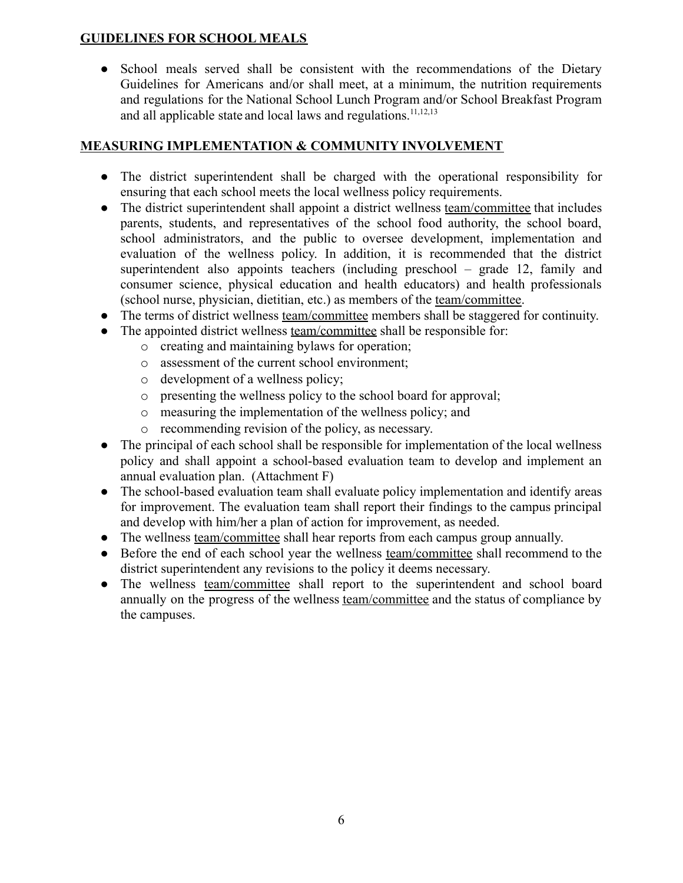## GUIDELINES FOR SCHOOL MEALS

- School meals served shall be consistent with the recommendations of the Dietary Guidelines for Americans and/or shall meet, at a minimum, the nutrition requirements and regulations for the National School Lunch Program and/or School Breakfast Program and all applicable state and local laws and regulations.[11,12,13]

## MEASURING IMPLEMENTATION & COMMUNITY INVOLVEMENT

- The district superintendent shall be charged with the operational responsibility for ensuring that each school meets the local wellness policy requirements.
- The district superintendent shall appoint a district wellness team/committee that includes parents, students, and representatives of the school food authority, the school board, school administrators, and the public to oversee development, implementation and evaluation of the wellness policy. In addition, it is recommended that the district superintendent also appoints teachers (including preschool – grade 12, family and consumer science, physical education and health educators) and health professionals (school nurse, physician, dietitian, etc.) as members of the team/committee.
- The terms of district wellness team/committee members shall be staggered for continuity.
- The appointed district wellness team/committee shall be responsible for:
  - creating and maintaining bylaws for operation;
  - assessment of the current school environment;
  - development of a wellness policy;
  - presenting the wellness policy to the school board for approval;
  - measuring the implementation of the wellness policy; and
  - recommending revision of the policy, as necessary.
- The principal of each school shall be responsible for implementation of the local wellness policy and shall appoint a school-based evaluation team to develop and implement an annual evaluation plan. (Attachment F)
- The school-based evaluation team shall evaluate policy implementation and identify areas for improvement. The evaluation team shall report their findings to the campus principal and develop with him/her a plan of action for improvement, as needed.
- The wellness team/committee shall hear reports from each campus group annually.
- Before the end of each school year the wellness team/committee shall recommend to the district superintendent any revisions to the policy it deems necessary.
- The wellness team/committee shall report to the superintendent and school board annually on the progress of the wellness team/committee and the status of compliance by the campuses.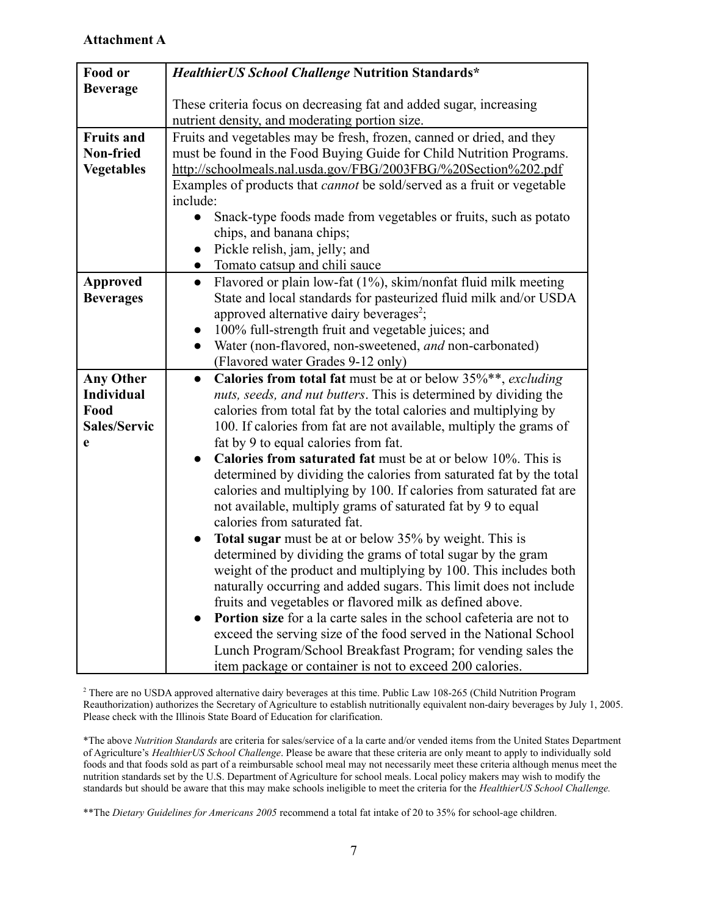**Attachment A**

| Food or Beverage | ***HealthierUS School Challenge* Nutrition Standards*** <br><br> These criteria focus on decreasing fat and added sugar, increasing nutrient density, and moderating portion size. |
|---|---|
| **Fruits and Non-fried Vegetables** | Fruits and vegetables may be fresh, frozen, canned or dried, and they must be found in the Food Buying Guide for Child Nutrition Programs. http://schoolmeals.nal.usda.gov/FBG/2003FBG/%20Section%202.pdf <br> Examples of products that *cannot* be sold/served as a fruit or vegetable include: <br> • Snack-type foods made from vegetables or fruits, such as potato chips, and banana chips; <br> • Pickle relish, jam, jelly; and <br> • Tomato catsup and chili sauce |
| **Approved Beverages** | • Flavored or plain low-fat (1%), skim/nonfat fluid milk meeting State and local standards for pasteurized fluid milk and/or USDA approved alternative dairy beverages[2]; <br> • 100% full-strength fruit and vegetable juices; and <br> • Water (non-flavored, non-sweetened, *and* non-carbonated) (Flavored water Grades 9-12 only) |
| **Any Other Individual Food Sales/Service** | • **Calories from total fat** must be at or below 35%**, *excluding nuts, seeds, and nut butters*. This is determined by dividing the calories from total fat by the total calories and multiplying by 100. If calories from fat are not available, multiply the grams of fat by 9 to equal calories from fat. <br> • **Calories from saturated fat** must be at or below 10%. This is determined by dividing the calories from saturated fat by the total calories and multiplying by 100. If calories from saturated fat are not available, multiply grams of saturated fat by 9 to equal calories from saturated fat. <br> • **Total sugar** must be at or below 35% by weight. This is determined by dividing the grams of total sugar by the gram weight of the product and multiplying by 100. This includes both naturally occurring and added sugars. This limit does not include fruits and vegetables or flavored milk as defined above. <br> • **Portion size** for a la carte sales in the school cafeteria are not to exceed the serving size of the food served in the National School Lunch Program/School Breakfast Program; for vending sales the item package or container is not to exceed 200 calories. |

[2] There are no USDA approved alternative dairy beverages at this time. Public Law 108-265 (Child Nutrition Program Reauthorization) authorizes the Secretary of Agriculture to establish nutritionally equivalent non-dairy beverages by July 1, 2005. Please check with the Illinois State Board of Education for clarification.

*The above *Nutrition Standards* are criteria for sales/service of a la carte and/or vended items from the United States Department of Agriculture's *HealthierUS School Challenge*. Please be aware that these criteria are only meant to apply to individually sold foods and that foods sold as part of a reimbursable school meal may not necessarily meet these criteria although menus meet the nutrition standards set by the U.S. Department of Agriculture for school meals. Local policy makers may wish to modify the standards but should be aware that this may make schools ineligible to meet the criteria for the *HealthierUS School Challenge.*

**The *Dietary Guidelines for Americans 2005* recommend a total fat intake of 20 to 35% for school-age children.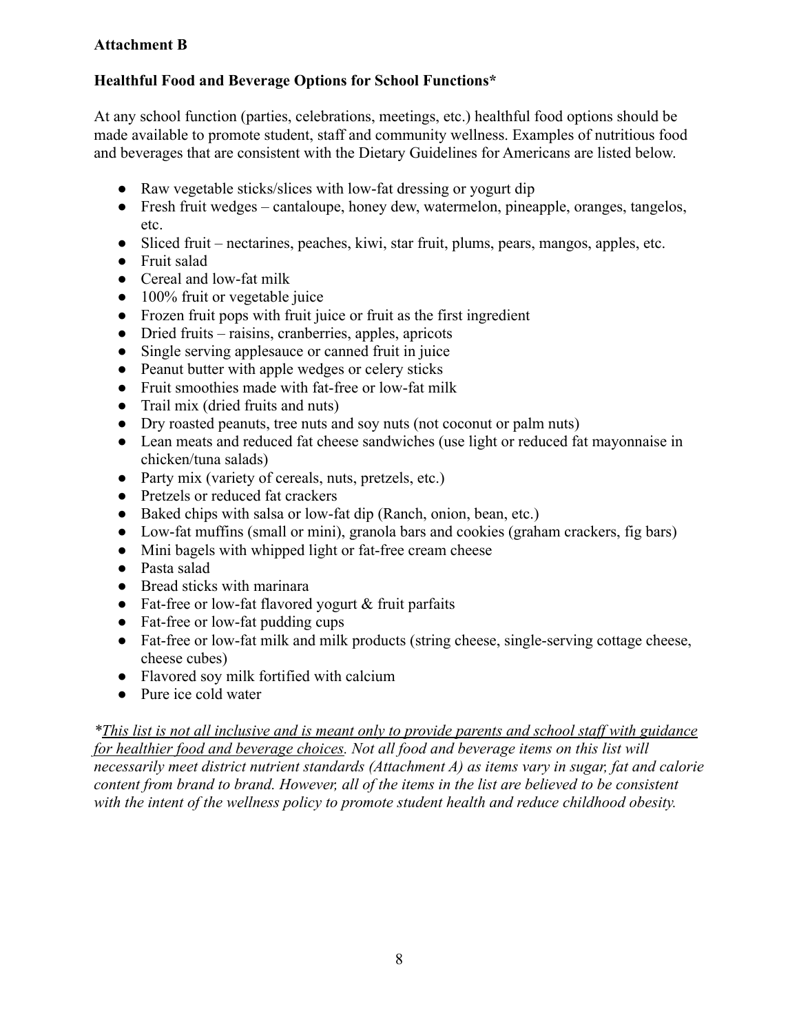**Attachment B**

**Healthful Food and Beverage Options for School Functions***

At any school function (parties, celebrations, meetings, etc.) healthful food options should be made available to promote student, staff and community wellness. Examples of nutritious food and beverages that are consistent with the Dietary Guidelines for Americans are listed below.

- Raw vegetable sticks/slices with low-fat dressing or yogurt dip
- Fresh fruit wedges – cantaloupe, honey dew, watermelon, pineapple, oranges, tangelos, etc.
- Sliced fruit – nectarines, peaches, kiwi, star fruit, plums, pears, mangos, apples, etc.
- Fruit salad
- Cereal and low-fat milk
- 100% fruit or vegetable juice
- Frozen fruit pops with fruit juice or fruit as the first ingredient
- Dried fruits – raisins, cranberries, apples, apricots
- Single serving applesauce or canned fruit in juice
- Peanut butter with apple wedges or celery sticks
- Fruit smoothies made with fat-free or low-fat milk
- Trail mix (dried fruits and nuts)
- Dry roasted peanuts, tree nuts and soy nuts (not coconut or palm nuts)
- Lean meats and reduced fat cheese sandwiches (use light or reduced fat mayonnaise in chicken/tuna salads)
- Party mix (variety of cereals, nuts, pretzels, etc.)
- Pretzels or reduced fat crackers
- Baked chips with salsa or low-fat dip (Ranch, onion, bean, etc.)
- Low-fat muffins (small or mini), granola bars and cookies (graham crackers, fig bars)
- Mini bagels with whipped light or fat-free cream cheese
- Pasta salad
- Bread sticks with marinara
- Fat-free or low-fat flavored yogurt & fruit parfaits
- Fat-free or low-fat pudding cups
- Fat-free or low-fat milk and milk products (string cheese, single-serving cottage cheese, cheese cubes)
- Flavored soy milk fortified with calcium
- Pure ice cold water

**\****<u>*This list is not all inclusive and is meant only to provide parents and school staff with guidance for healthier food and beverage choices*</u>*. Not all food and beverage items on this list will necessarily meet district nutrient standards (Attachment A) as items vary in sugar, fat and calorie content from brand to brand. However, all of the items in the list are believed to be consistent with the intent of the wellness policy to promote student health and reduce childhood obesity.*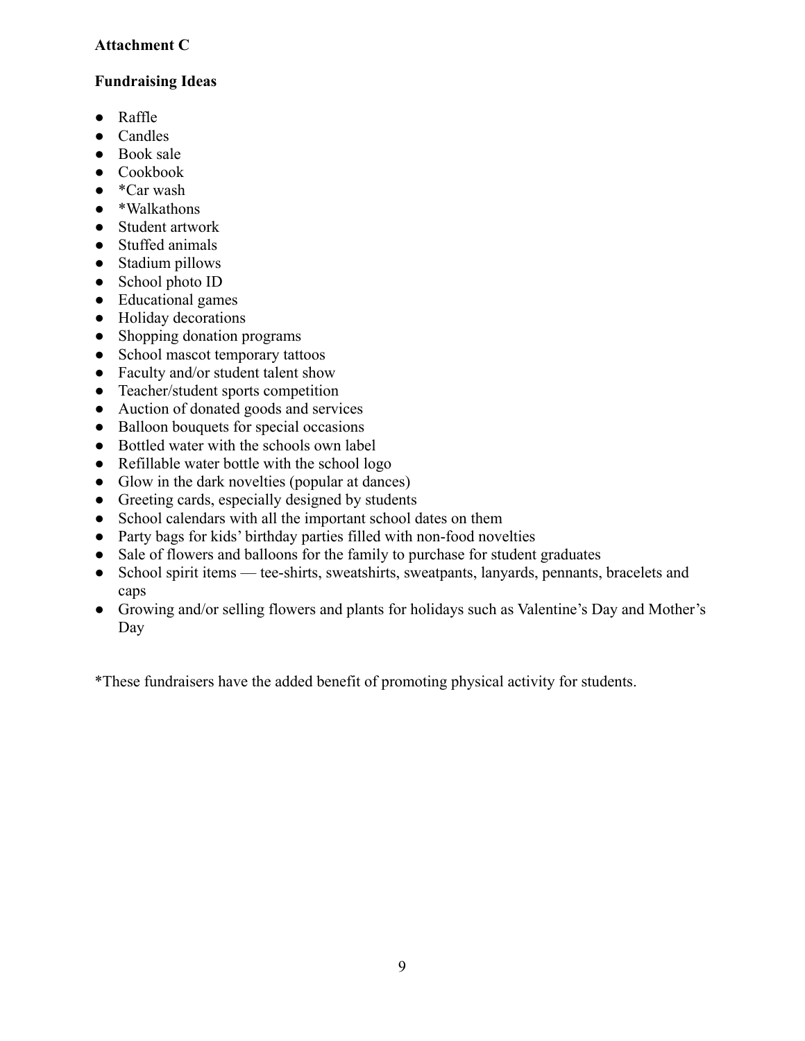**Attachment C**

**Fundraising Ideas**

- Raffle
- Candles
- Book sale
- Cookbook
- *Car wash
- *Walkathons
- Student artwork
- Stuffed animals
- Stadium pillows
- School photo ID
- Educational games
- Holiday decorations
- Shopping donation programs
- School mascot temporary tattoos
- Faculty and/or student talent show
- Teacher/student sports competition
- Auction of donated goods and services
- Balloon bouquets for special occasions
- Bottled water with the schools own label
- Refillable water bottle with the school logo
- Glow in the dark novelties (popular at dances)
- Greeting cards, especially designed by students
- School calendars with all the important school dates on them
- Party bags for kids' birthday parties filled with non-food novelties
- Sale of flowers and balloons for the family to purchase for student graduates
- School spirit items — tee-shirts, sweatshirts, sweatpants, lanyards, pennants, bracelets and caps
- Growing and/or selling flowers and plants for holidays such as Valentine's Day and Mother's Day

*These fundraisers have the added benefit of promoting physical activity for students.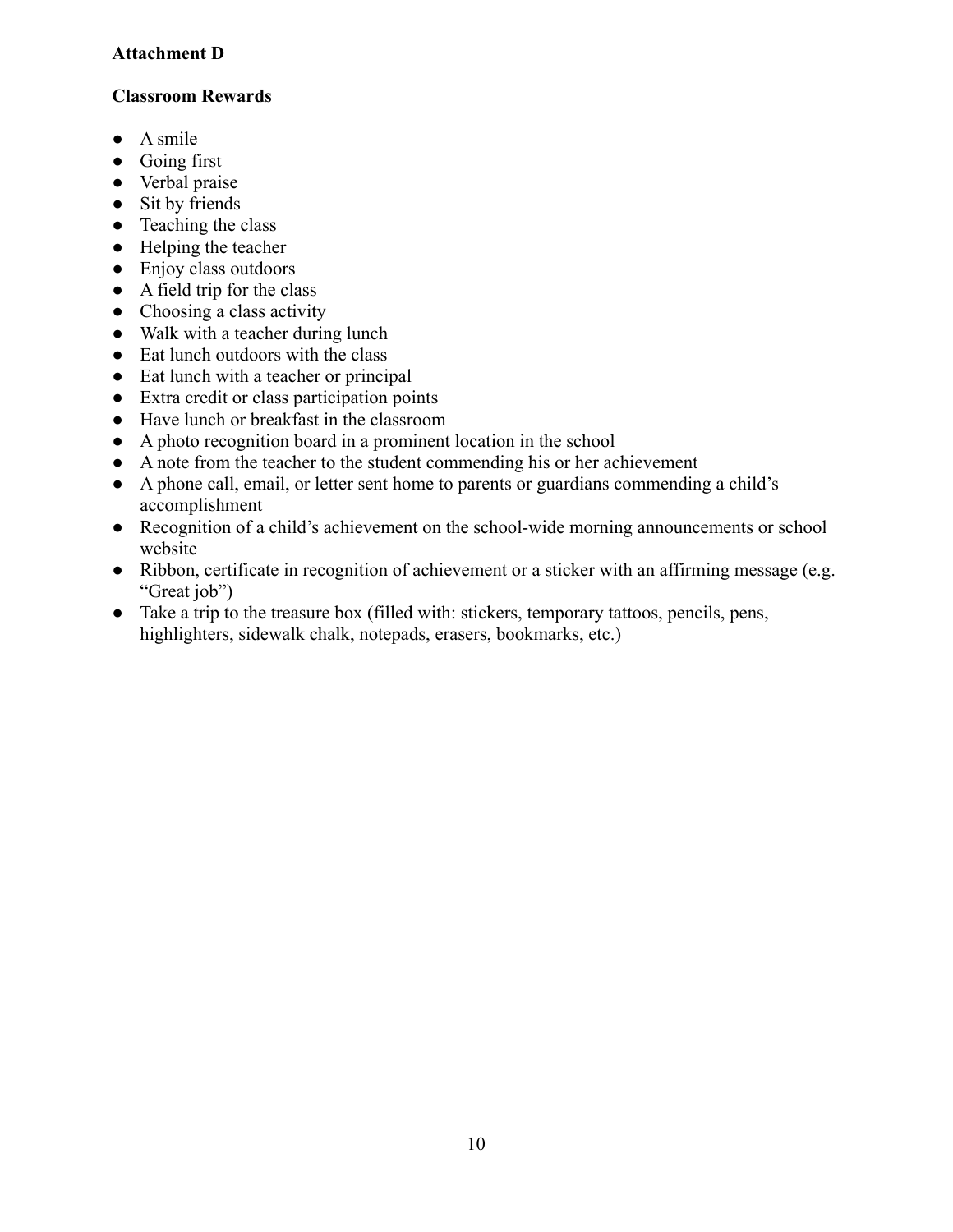**Attachment D**

**Classroom Rewards**

- A smile
- Going first
- Verbal praise
- Sit by friends
- Teaching the class
- Helping the teacher
- Enjoy class outdoors
- A field trip for the class
- Choosing a class activity
- Walk with a teacher during lunch
- Eat lunch outdoors with the class
- Eat lunch with a teacher or principal
- Extra credit or class participation points
- Have lunch or breakfast in the classroom
- A photo recognition board in a prominent location in the school
- A note from the teacher to the student commending his or her achievement
- A phone call, email, or letter sent home to parents or guardians commending a child's accomplishment
- Recognition of a child's achievement on the school-wide morning announcements or school website
- Ribbon, certificate in recognition of achievement or a sticker with an affirming message (e.g. "Great job")
- Take a trip to the treasure box (filled with: stickers, temporary tattoos, pencils, pens, highlighters, sidewalk chalk, notepads, erasers, bookmarks, etc.)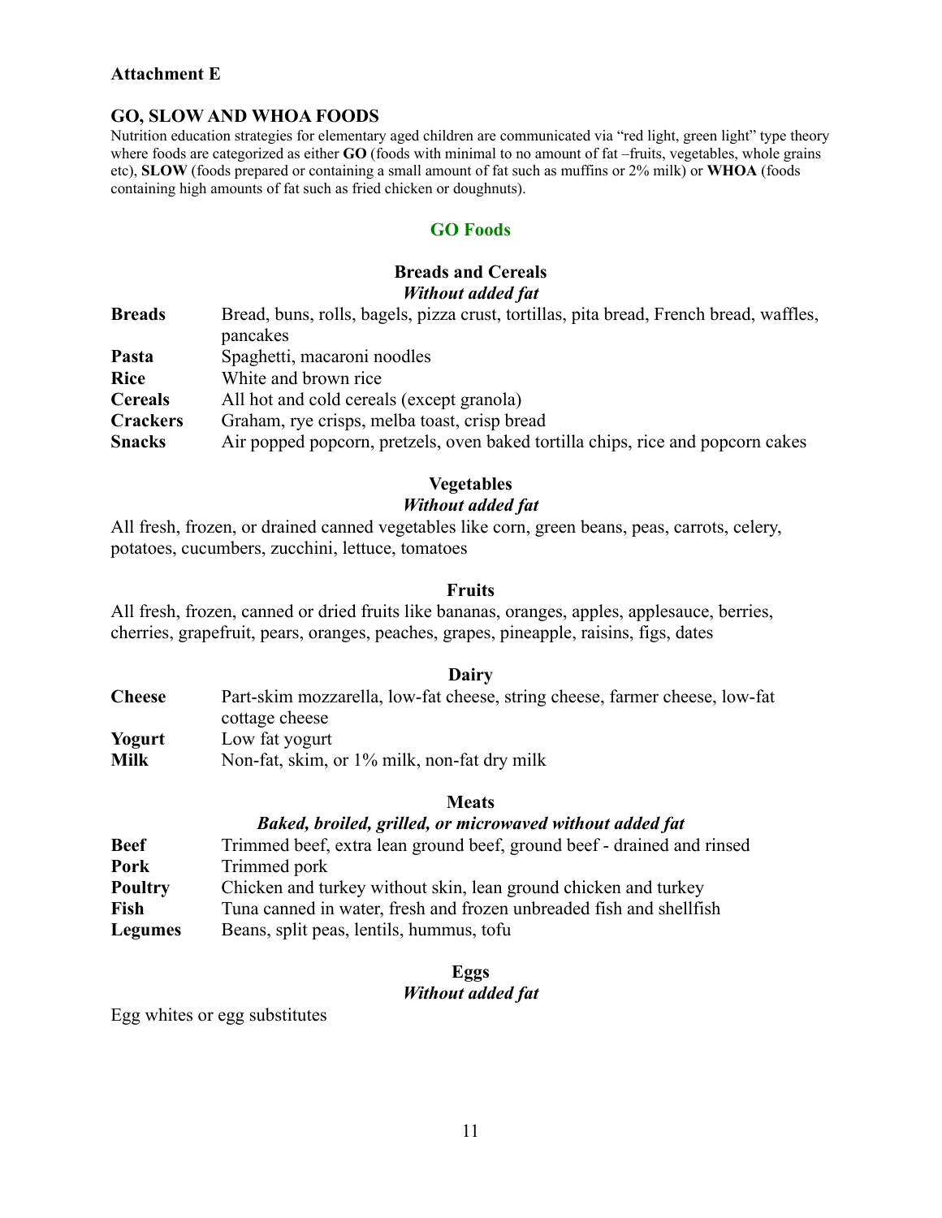**Attachment E**

## GO, SLOW AND WHOA FOODS

Nutrition education strategies for elementary aged children are communicated via "red light, green light" type theory where foods are categorized as either **GO** (foods with minimal to no amount of fat –fruits, vegetables, whole grains etc), **SLOW** (foods prepared or containing a small amount of fat such as muffins or 2% milk) or **WHOA** (foods containing high amounts of fat such as fried chicken or doughnuts).

### GO Foods

#### Breads and Cereals

***Without added fat***

| | |
|---|---|
| **Breads** | Bread, buns, rolls, bagels, pizza crust, tortillas, pita bread, French bread, waffles, pancakes |
| **Pasta** | Spaghetti, macaroni noodles |
| **Rice** | White and brown rice |
| **Cereals** | All hot and cold cereals (except granola) |
| **Crackers** | Graham, rye crisps, melba toast, crisp bread |
| **Snacks** | Air popped popcorn, pretzels, oven baked tortilla chips, rice and popcorn cakes |

#### Vegetables

***Without added fat***

All fresh, frozen, or drained canned vegetables like corn, green beans, peas, carrots, celery, potatoes, cucumbers, zucchini, lettuce, tomatoes

#### Fruits

All fresh, frozen, canned or dried fruits like bananas, oranges, apples, applesauce, berries, cherries, grapefruit, pears, oranges, peaches, grapes, pineapple, raisins, figs, dates

#### Dairy

| | |
|---|---|
| **Cheese** | Part-skim mozzarella, low-fat cheese, string cheese, farmer cheese, low-fat cottage cheese |
| **Yogurt** | Low fat yogurt |
| **Milk** | Non-fat, skim, or 1% milk, non-fat dry milk |

#### Meats

***Baked, broiled, grilled, or microwaved without added fat***

| | |
|---|---|
| **Beef** | Trimmed beef, extra lean ground beef, ground beef - drained and rinsed |
| **Pork** | Trimmed pork |
| **Poultry** | Chicken and turkey without skin, lean ground chicken and turkey |
| **Fish** | Tuna canned in water, fresh and frozen unbreaded fish and shellfish |
| **Legumes** | Beans, split peas, lentils, hummus, tofu |

#### Eggs

***Without added fat***

Egg whites or egg substitutes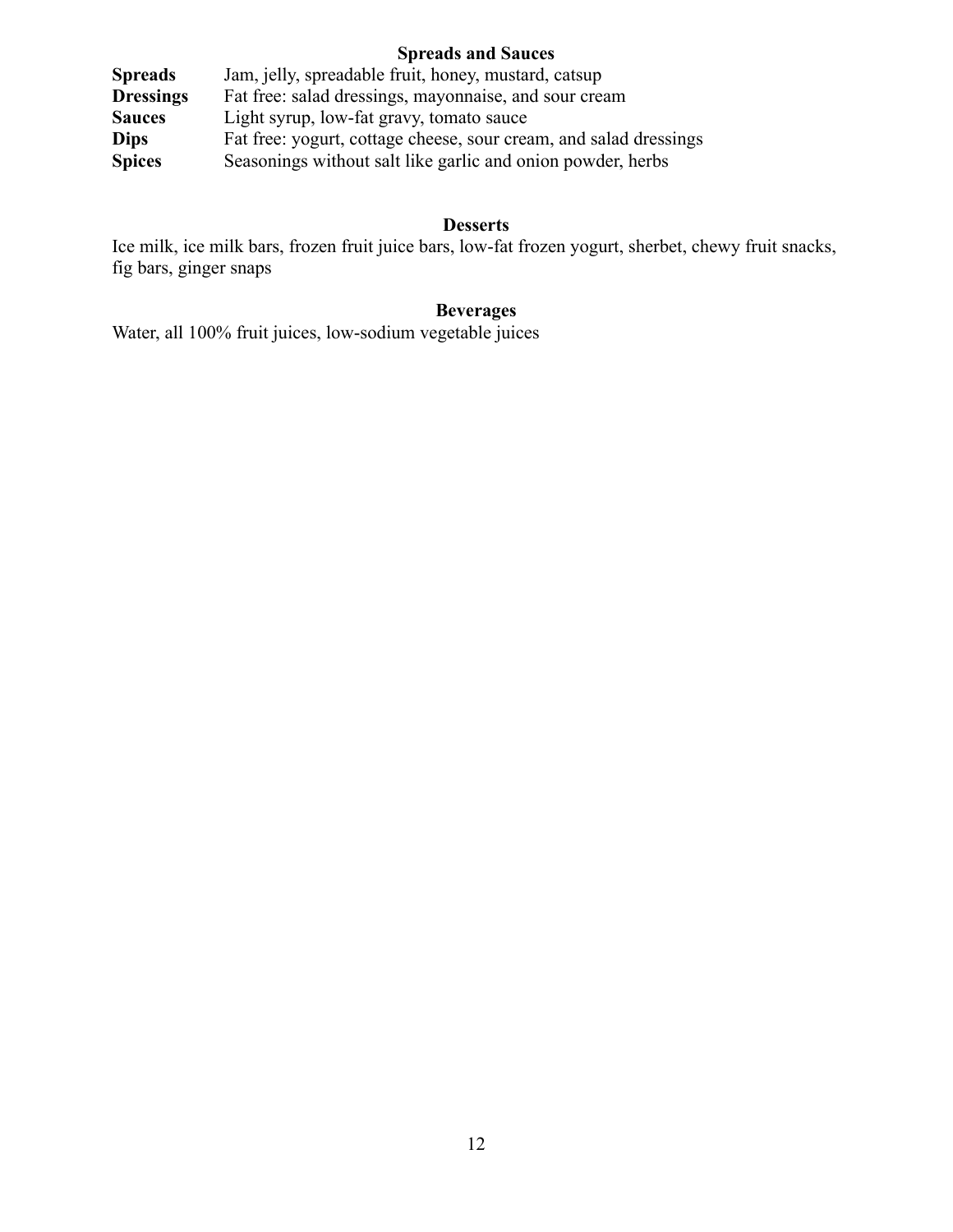## Spreads and Sauces

| | |
|---|---|
| **Spreads** | Jam, jelly, spreadable fruit, honey, mustard, catsup |
| **Dressings** | Fat free: salad dressings, mayonnaise, and sour cream |
| **Sauces** | Light syrup, low-fat gravy, tomato sauce |
| **Dips** | Fat free: yogurt, cottage cheese, sour cream, and salad dressings |
| **Spices** | Seasonings without salt like garlic and onion powder, herbs |

## Desserts

Ice milk, ice milk bars, frozen fruit juice bars, low-fat frozen yogurt, sherbet, chewy fruit snacks, fig bars, ginger snaps

## Beverages

Water, all 100% fruit juices, low-sodium vegetable juices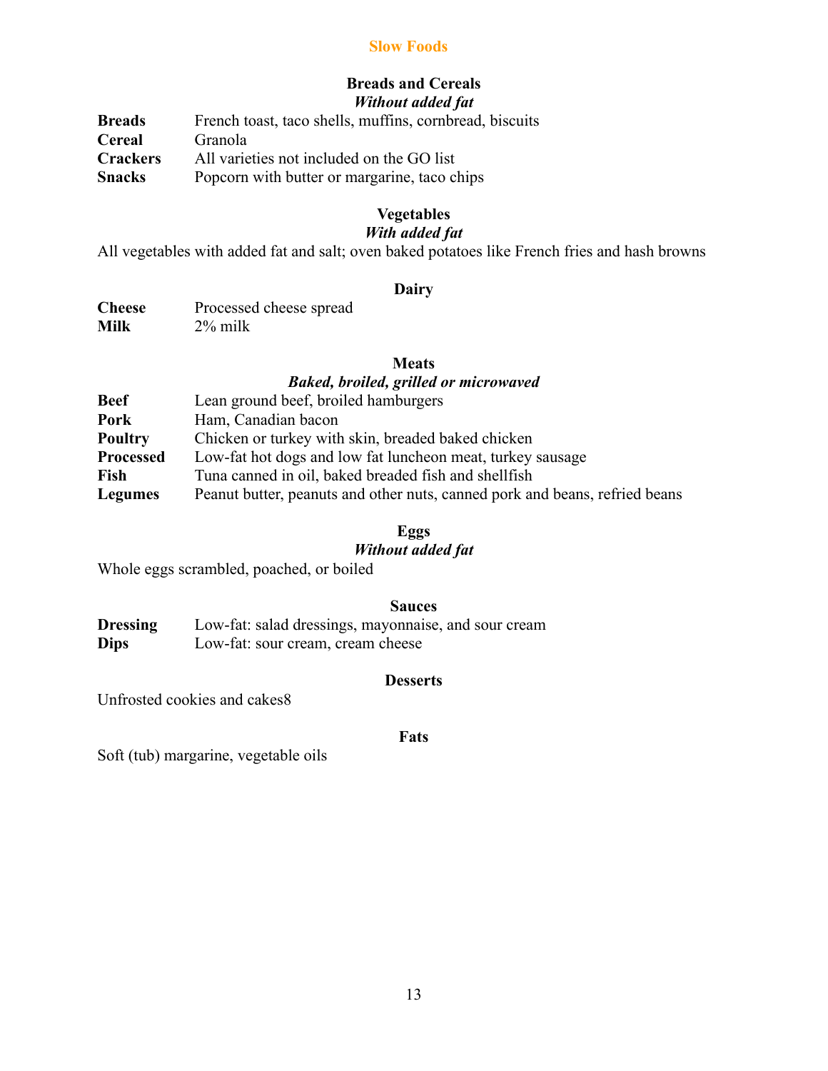# Slow Foods

## Breads and Cereals

***Without added fat***

**Breads** French toast, taco shells, muffins, cornbread, biscuits
**Cereal** Granola
**Crackers** All varieties not included on the GO list
**Snacks** Popcorn with butter or margarine, taco chips

## Vegetables

***With added fat***

All vegetables with added fat and salt; oven baked potatoes like French fries and hash browns

## Dairy

**Cheese** Processed cheese spread
**Milk** 2% milk

## Meats

***Baked, broiled, grilled or microwaved***

**Beef** Lean ground beef, broiled hamburgers
**Pork** Ham, Canadian bacon
**Poultry** Chicken or turkey with skin, breaded baked chicken
**Processed** Low-fat hot dogs and low fat luncheon meat, turkey sausage
**Fish** Tuna canned in oil, baked breaded fish and shellfish
**Legumes** Peanut butter, peanuts and other nuts, canned pork and beans, refried beans

## Eggs

***Without added fat***

Whole eggs scrambled, poached, or boiled

## Sauces

**Dressing** Low-fat: salad dressings, mayonnaise, and sour cream
**Dips** Low-fat: sour cream, cream cheese

## Desserts

Unfrosted cookies and cakes8

## Fats

Soft (tub) margarine, vegetable oils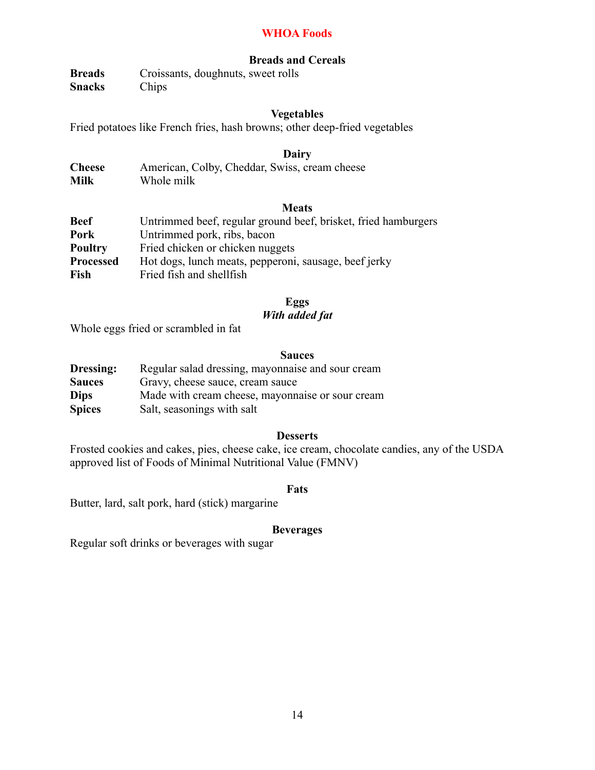# WHOA Foods

## Breads and Cereals

**Breads** Croissants, doughnuts, sweet rolls
**Snacks** Chips

## Vegetables

Fried potatoes like French fries, hash browns; other deep-fried vegetables

## Dairy

**Cheese** American, Colby, Cheddar, Swiss, cream cheese
**Milk** Whole milk

## Meats

**Beef** Untrimmed beef, regular ground beef, brisket, fried hamburgers
**Pork** Untrimmed pork, ribs, bacon
**Poultry** Fried chicken or chicken nuggets
**Processed** Hot dogs, lunch meats, pepperoni, sausage, beef jerky
**Fish** Fried fish and shellfish

## Eggs

***With added fat***

Whole eggs fried or scrambled in fat

## Sauces

**Dressing:** Regular salad dressing, mayonnaise and sour cream
**Sauces** Gravy, cheese sauce, cream sauce
**Dips** Made with cream cheese, mayonnaise or sour cream
**Spices** Salt, seasonings with salt

## Desserts

Frosted cookies and cakes, pies, cheese cake, ice cream, chocolate candies, any of the USDA approved list of Foods of Minimal Nutritional Value (FMNV)

## Fats

Butter, lard, salt pork, hard (stick) margarine

## Beverages

Regular soft drinks or beverages with sugar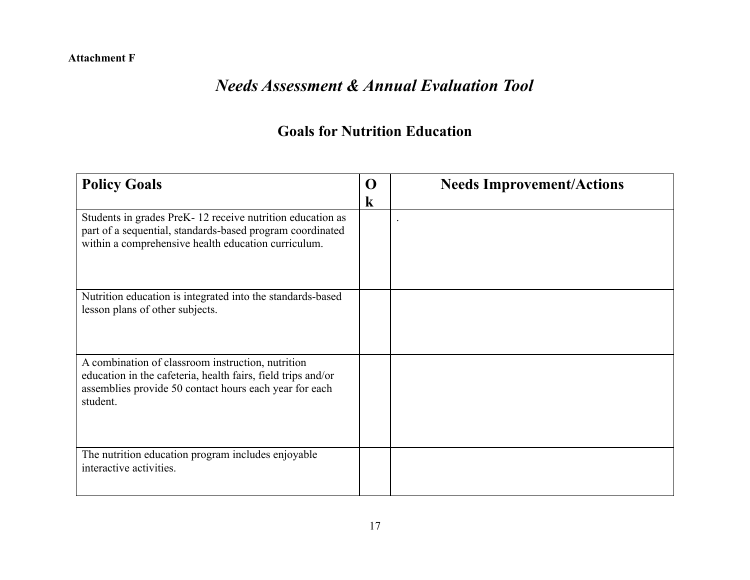**Attachment F**

# *Needs Assessment & Annual Evaluation Tool*

## Goals for Nutrition Education

| Policy Goals | Ok | Needs Improvement/Actions |
|---|---|---|
| Students in grades PreK- 12 receive nutrition education as part of a sequential, standards-based program coordinated within a comprehensive health education curriculum. | | . |
| Nutrition education is integrated into the standards-based lesson plans of other subjects. | | |
| A combination of classroom instruction, nutrition education in the cafeteria, health fairs, field trips and/or assemblies provide 50 contact hours each year for each student. | | |
| The nutrition education program includes enjoyable interactive activities. | | |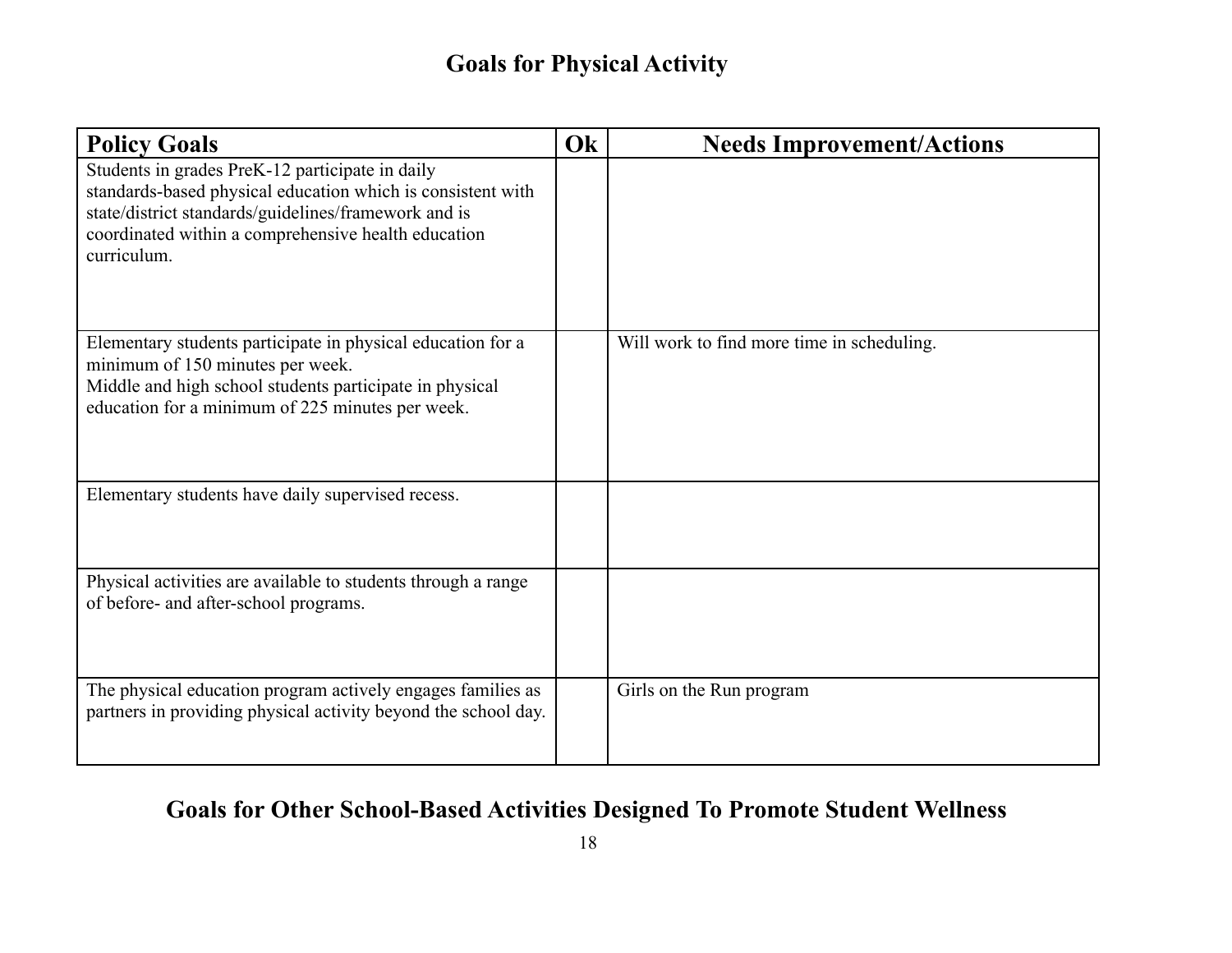## Goals for Physical Activity

| Policy Goals | Ok | Needs Improvement/Actions |
|---|---|---|
| Students in grades PreK-12 participate in daily standards-based physical education which is consistent with state/district standards/guidelines/framework and is coordinated within a comprehensive health education curriculum. | | |
| Elementary students participate in physical education for a minimum of 150 minutes per week.<br>Middle and high school students participate in physical education for a minimum of 225 minutes per week. | | Will work to find more time in scheduling. |
| Elementary students have daily supervised recess. | | |
| Physical activities are available to students through a range of before- and after-school programs. | | |
| The physical education program actively engages families as partners in providing physical activity beyond the school day. | | Girls on the Run program |

## Goals for Other School-Based Activities Designed To Promote Student Wellness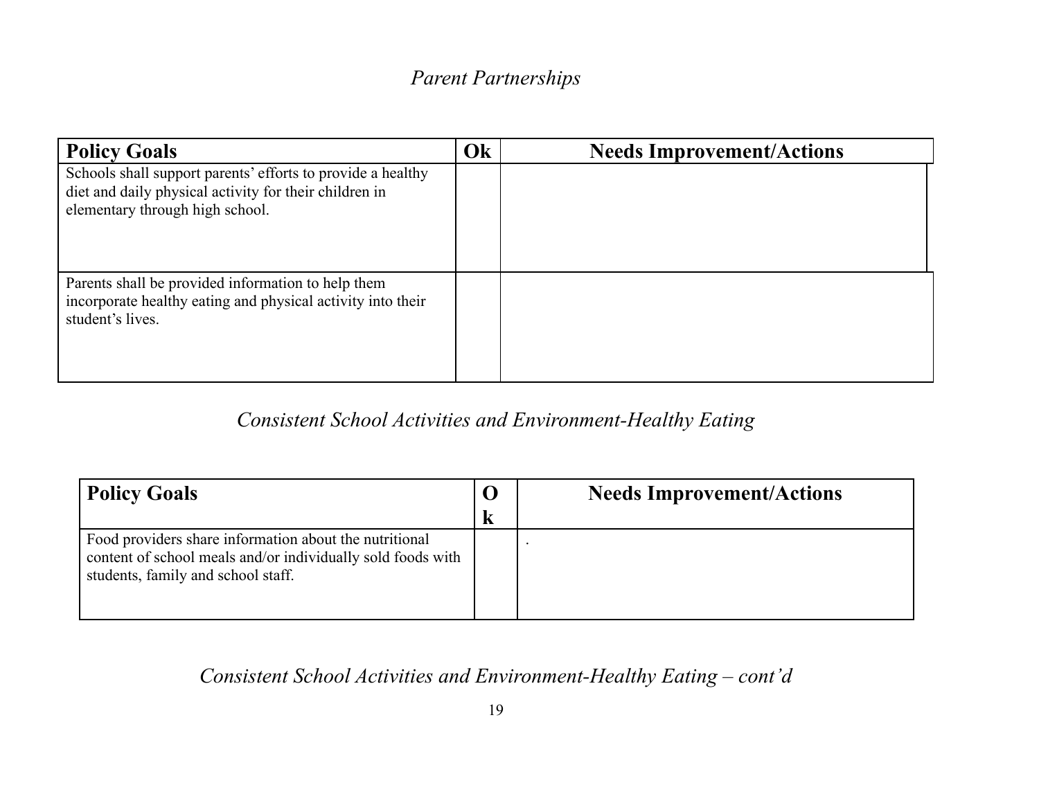*Parent Partnerships*

| Policy Goals | Ok | Needs Improvement/Actions |
|---|---|---|
| Schools shall support parents' efforts to provide a healthy diet and daily physical activity for their children in elementary through high school. | | |
| Parents shall be provided information to help them incorporate healthy eating and physical activity into their student's lives. | | |

*Consistent School Activities and Environment-Healthy Eating*

| Policy Goals | Ok | Needs Improvement/Actions |
|---|---|---|
| Food providers share information about the nutritional content of school meals and/or individually sold foods with students, family and school staff. | | . |

*Consistent School Activities and Environment-Healthy Eating – cont'd*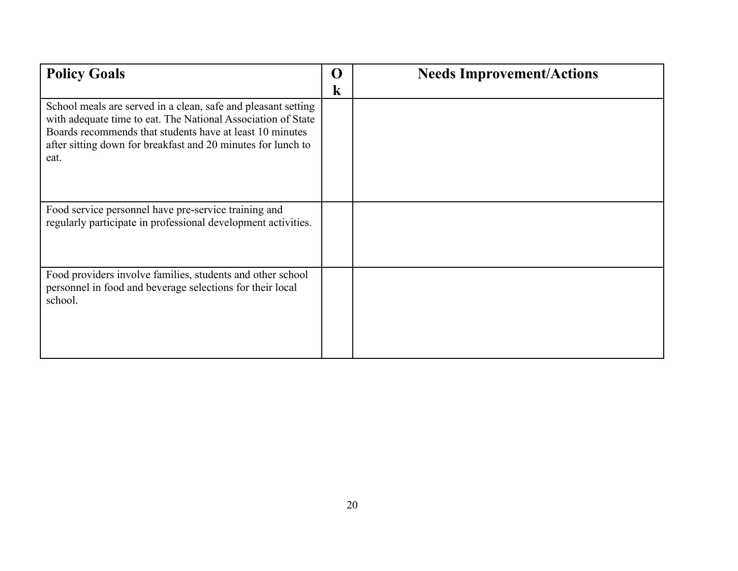| Policy Goals | Ok | Needs Improvement/Actions |
|---|---|---|
| School meals are served in a clean, safe and pleasant setting with adequate time to eat. The National Association of State Boards recommends that students have at least 10 minutes after sitting down for breakfast and 20 minutes for lunch to eat. | | |
| Food service personnel have pre-service training and regularly participate in professional development activities. | | |
| Food providers involve families, students and other school personnel in food and beverage selections for their local school. | | |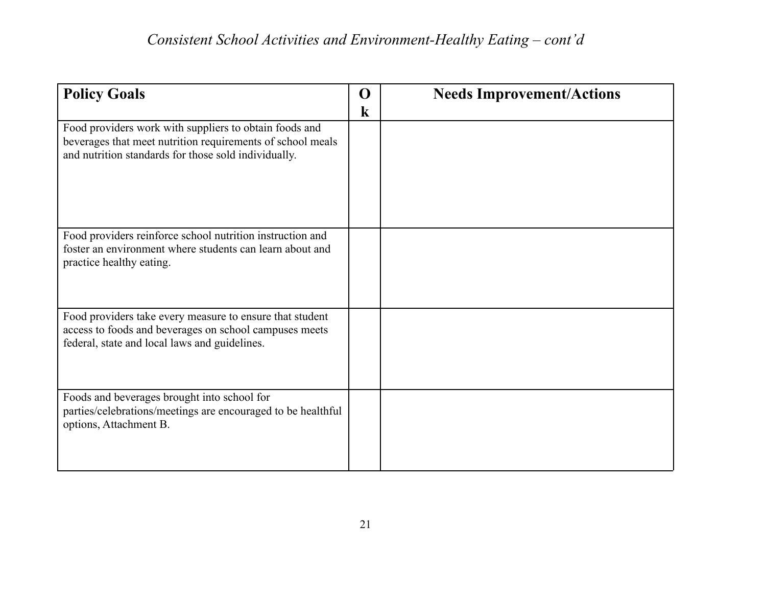*Consistent School Activities and Environment-Healthy Eating – cont'd*

| Policy Goals | Ok | Needs Improvement/Actions |
| --- | --- | --- |
| Food providers work with suppliers to obtain foods and beverages that meet nutrition requirements of school meals and nutrition standards for those sold individually. | | |
| Food providers reinforce school nutrition instruction and foster an environment where students can learn about and practice healthy eating. | | |
| Food providers take every measure to ensure that student access to foods and beverages on school campuses meets federal, state and local laws and guidelines. | | |
| Foods and beverages brought into school for parties/celebrations/meetings are encouraged to be healthful options, Attachment B. | | |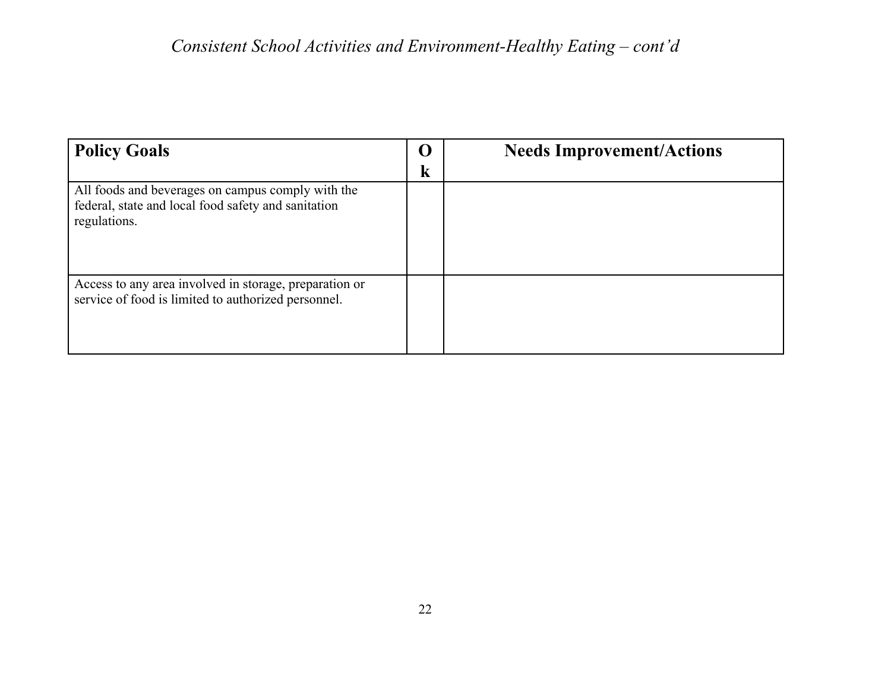*Consistent School Activities and Environment-Healthy Eating – cont'd*

| Policy Goals | Ok | Needs Improvement/Actions |
|---|---|---|
| All foods and beverages on campus comply with the federal, state and local food safety and sanitation regulations. | | |
| Access to any area involved in storage, preparation or service of food is limited to authorized personnel. | | |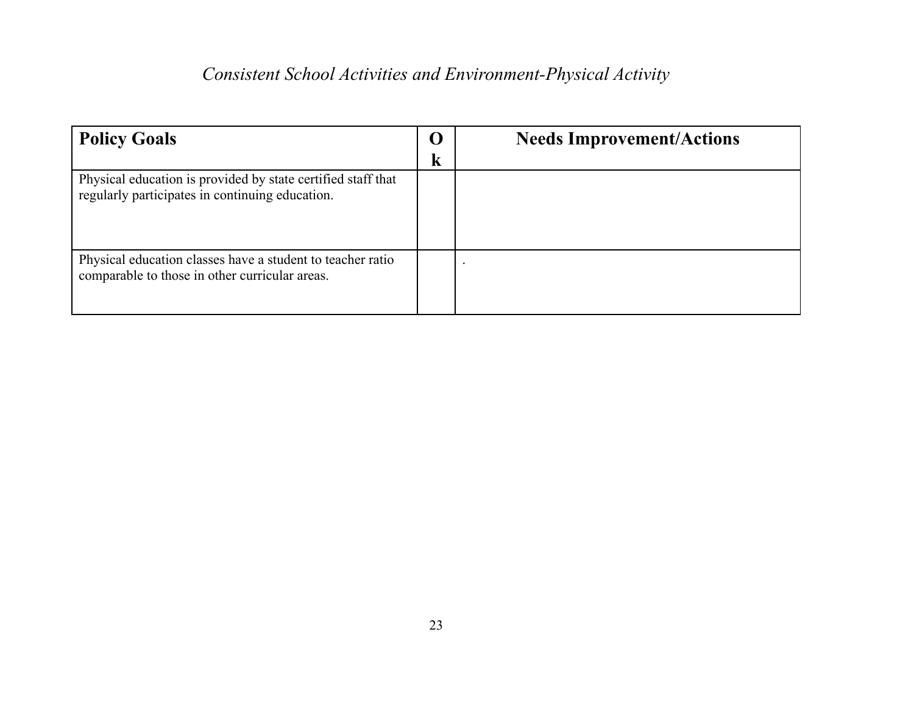*Consistent School Activities and Environment-Physical Activity*

| **Policy Goals** | **Ok** | **Needs Improvement/Actions** |
| --- | --- | --- |
| Physical education is provided by state certified staff that regularly participates in continuing education. | | |
| Physical education classes have a student to teacher ratio comparable to those in other curricular areas. | | . |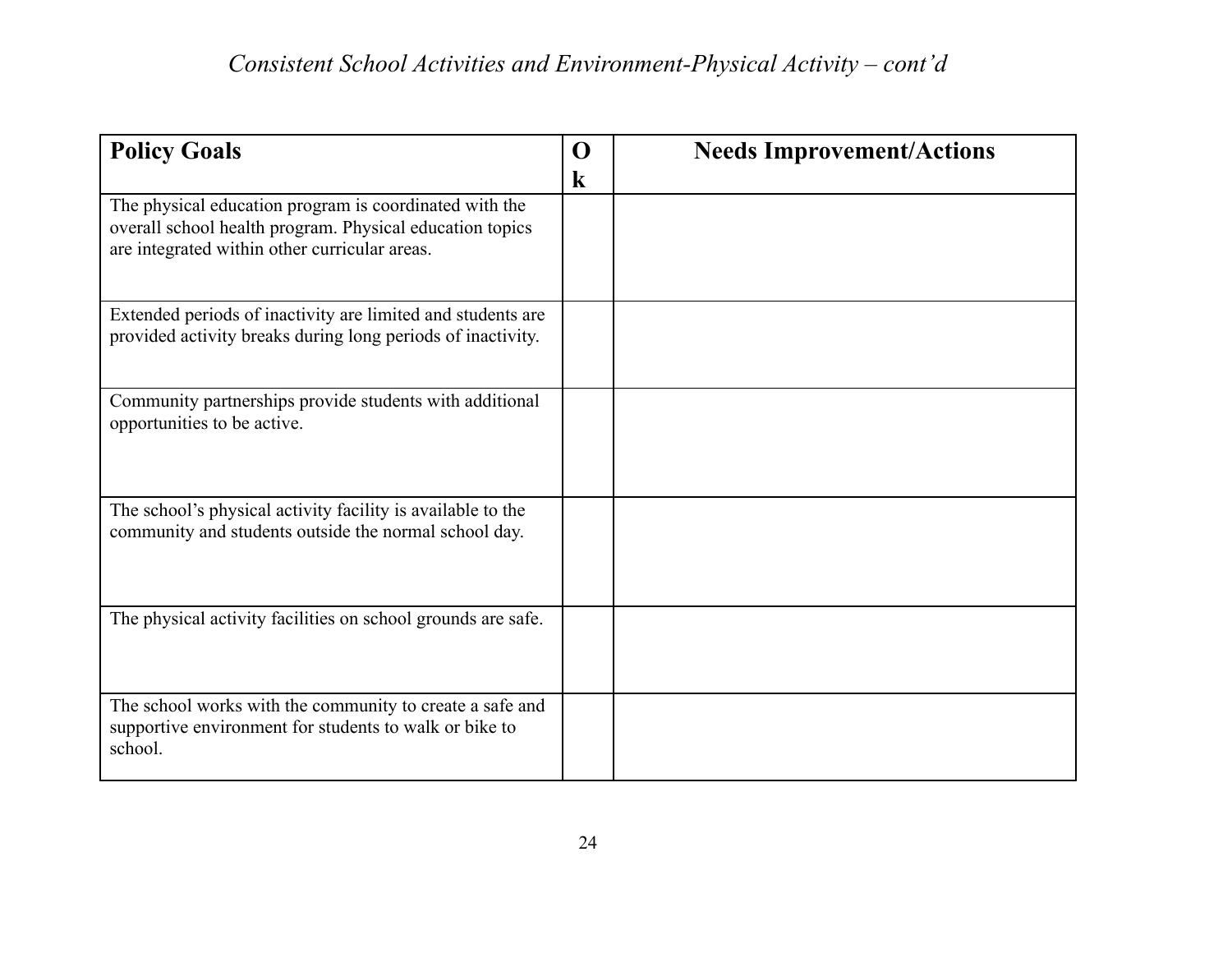*Consistent School Activities and Environment-Physical Activity – cont'd*

| Policy Goals | Ok | Needs Improvement/Actions |
|---|---|---|
| The physical education program is coordinated with the overall school health program. Physical education topics are integrated within other curricular areas. | | |
| Extended periods of inactivity are limited and students are provided activity breaks during long periods of inactivity. | | |
| Community partnerships provide students with additional opportunities to be active. | | |
| The school's physical activity facility is available to the community and students outside the normal school day. | | |
| The physical activity facilities on school grounds are safe. | | |
| The school works with the community to create a safe and supportive environment for students to walk or bike to school. | | |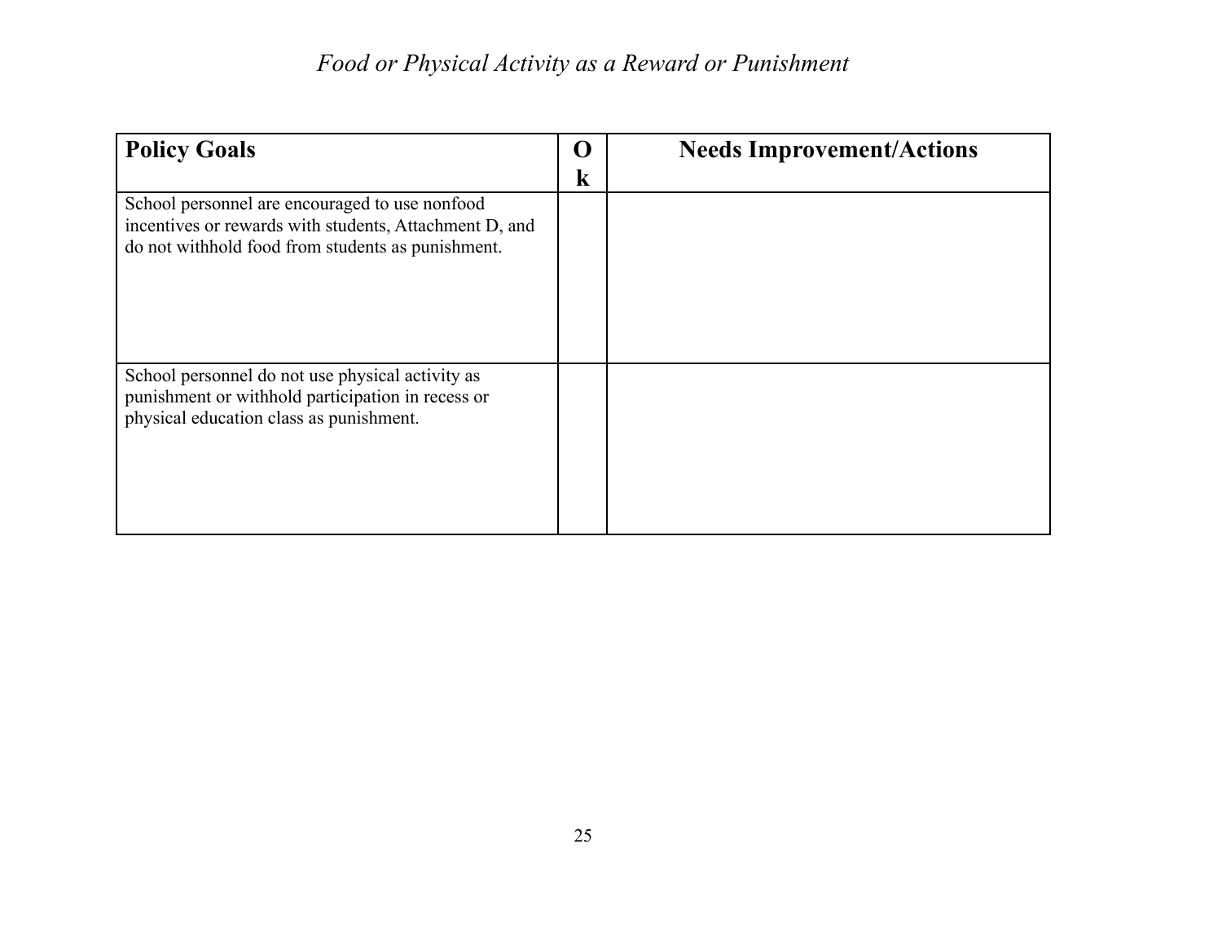*Food or Physical Activity as a Reward or Punishment*

| Policy Goals | Ok | Needs Improvement/Actions |
| --- | --- | --- |
| School personnel are encouraged to use nonfood incentives or rewards with students, Attachment D, and do not withhold food from students as punishment. | | |
| School personnel do not use physical activity as punishment or withhold participation in recess or physical education class as punishment. | | |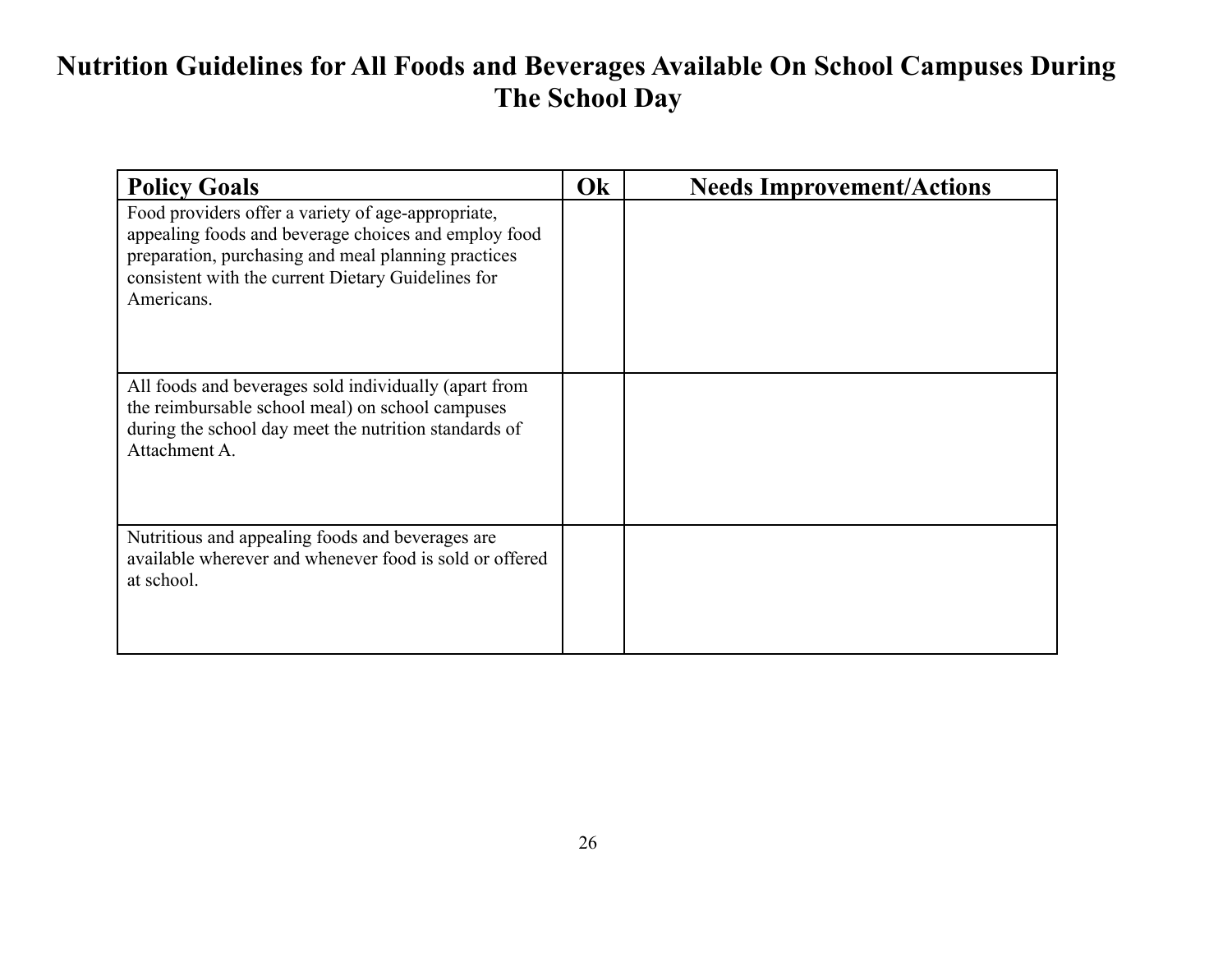# Nutrition Guidelines for All Foods and Beverages Available On School Campuses During The School Day

| Policy Goals | Ok | Needs Improvement/Actions |
|---|---|---|
| Food providers offer a variety of age-appropriate, appealing foods and beverage choices and employ food preparation, purchasing and meal planning practices consistent with the current Dietary Guidelines for Americans. | | |
| All foods and beverages sold individually (apart from the reimbursable school meal) on school campuses during the school day meet the nutrition standards of Attachment A. | | |
| Nutritious and appealing foods and beverages are available wherever and whenever food is sold or offered at school. | | |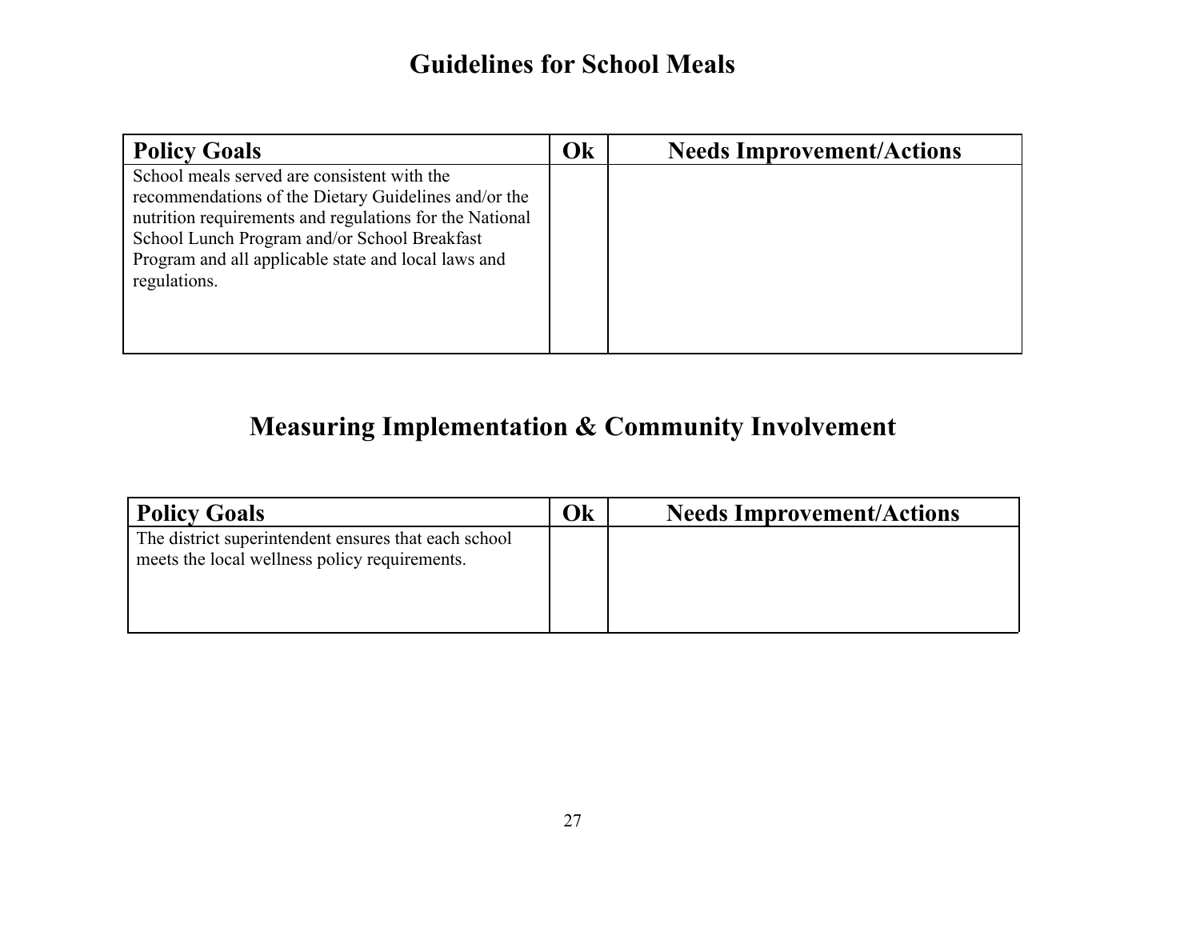## Guidelines for School Meals

| Policy Goals | Ok | Needs Improvement/Actions |
|---|---|---|
| School meals served are consistent with the recommendations of the Dietary Guidelines and/or the nutrition requirements and regulations for the National School Lunch Program and/or School Breakfast Program and all applicable state and local laws and regulations. | | |

## Measuring Implementation & Community Involvement

| Policy Goals | Ok | Needs Improvement/Actions |
|---|---|---|
| The district superintendent ensures that each school meets the local wellness policy requirements. | | |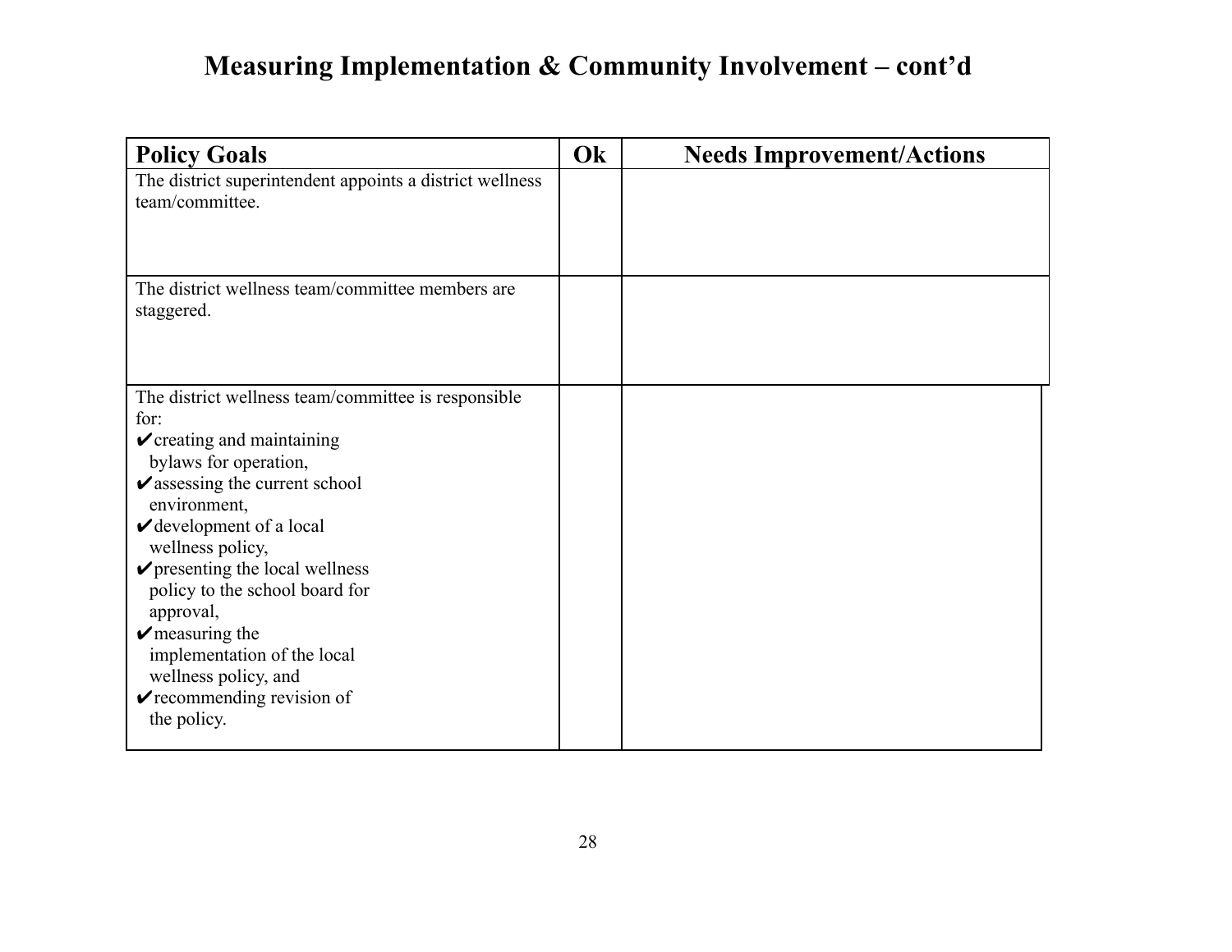# Measuring Implementation & Community Involvement – cont'd

| Policy Goals | Ok | Needs Improvement/Actions |
|---|---|---|
| The district superintendent appoints a district wellness team/committee. | | |
| The district wellness team/committee members are staggered. | | |
| The district wellness team/committee is responsible for:<br>✔creating and maintaining bylaws for operation,<br>✔assessing the current school environment,<br>✔development of a local wellness policy,<br>✔presenting the local wellness policy to the school board for approval,<br>✔measuring the implementation of the local wellness policy, and<br>✔recommending revision of the policy. | | |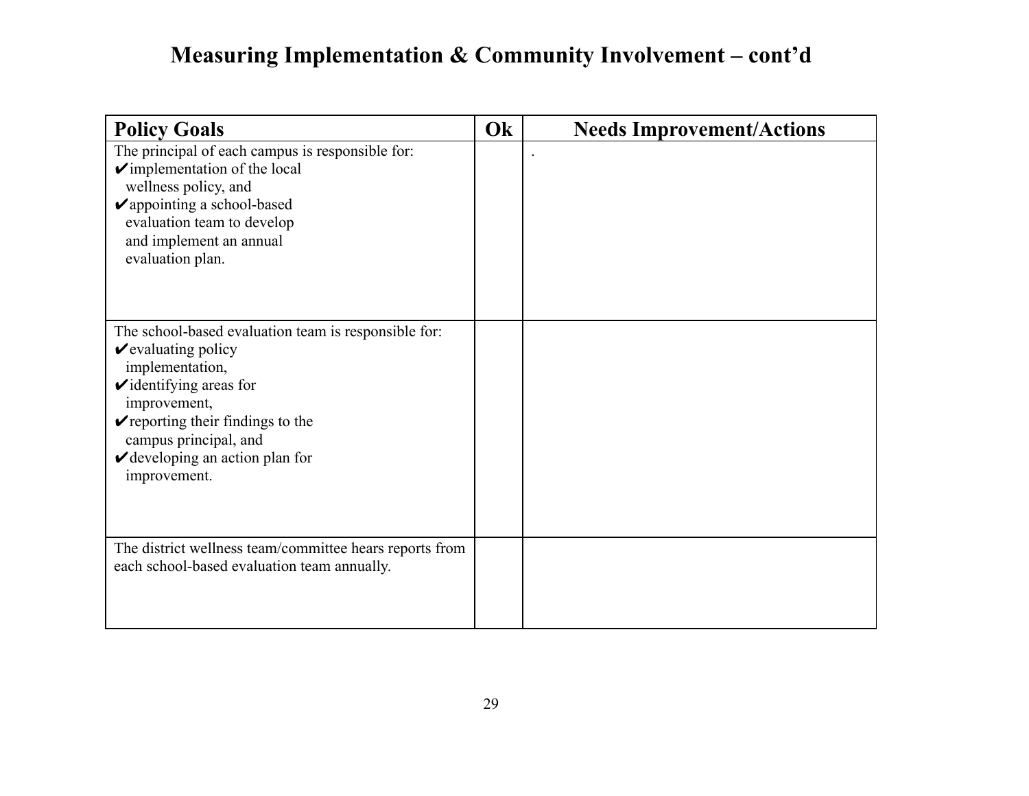# Measuring Implementation & Community Involvement – cont'd

| Policy Goals | Ok | Needs Improvement/Actions |
|---|---|---|
| The principal of each campus is responsible for: ✔implementation of the local wellness policy, and ✔appointing a school-based evaluation team to develop and implement an annual evaluation plan. | | . |
| The school-based evaluation team is responsible for: ✔evaluating policy implementation, ✔identifying areas for improvement, ✔reporting their findings to the campus principal, and ✔developing an action plan for improvement. | | |
| The district wellness team/committee hears reports from each school-based evaluation team annually. | | |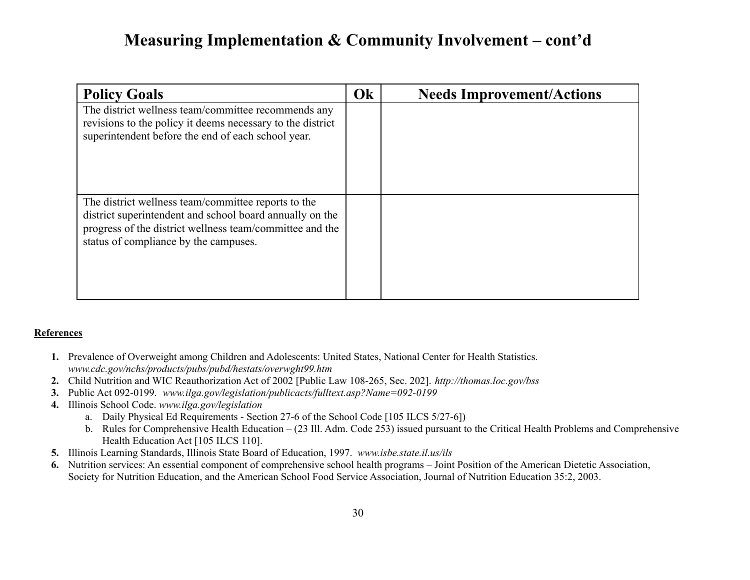# Measuring Implementation & Community Involvement – cont'd

| Policy Goals | Ok | Needs Improvement/Actions |
|---|---|---|
| The district wellness team/committee recommends any revisions to the policy it deems necessary to the district superintendent before the end of each school year. | | |
| The district wellness team/committee reports to the district superintendent and school board annually on the progress of the district wellness team/committee and the status of compliance by the campuses. | | |

**References**

1. Prevalence of Overweight among Children and Adolescents: United States, National Center for Health Statistics. *www.cdc.gov/nchs/products/pubs/pubd/hestats/overwght99.htm*
2. Child Nutrition and WIC Reauthorization Act of 2002 [Public Law 108-265, Sec. 202]. *http://thomas.loc.gov/bss*
3. Public Act 092-0199. *www.ilga.gov/legislation/publicacts/fulltext.asp?Name=092-0199*
4. Illinois School Code. *www.ilga.gov/legislation*
   a. Daily Physical Ed Requirements - Section 27-6 of the School Code [105 ILCS 5/27-6])
   b. Rules for Comprehensive Health Education – (23 Ill. Adm. Code 253) issued pursuant to the Critical Health Problems and Comprehensive Health Education Act [105 ILCS 110].
5. Illinois Learning Standards, Illinois State Board of Education, 1997. *www.isbe.state.il.us/ils*
6. Nutrition services: An essential component of comprehensive school health programs – Joint Position of the American Dietetic Association, Society for Nutrition Education, and the American School Food Service Association, Journal of Nutrition Education 35:2, 2003.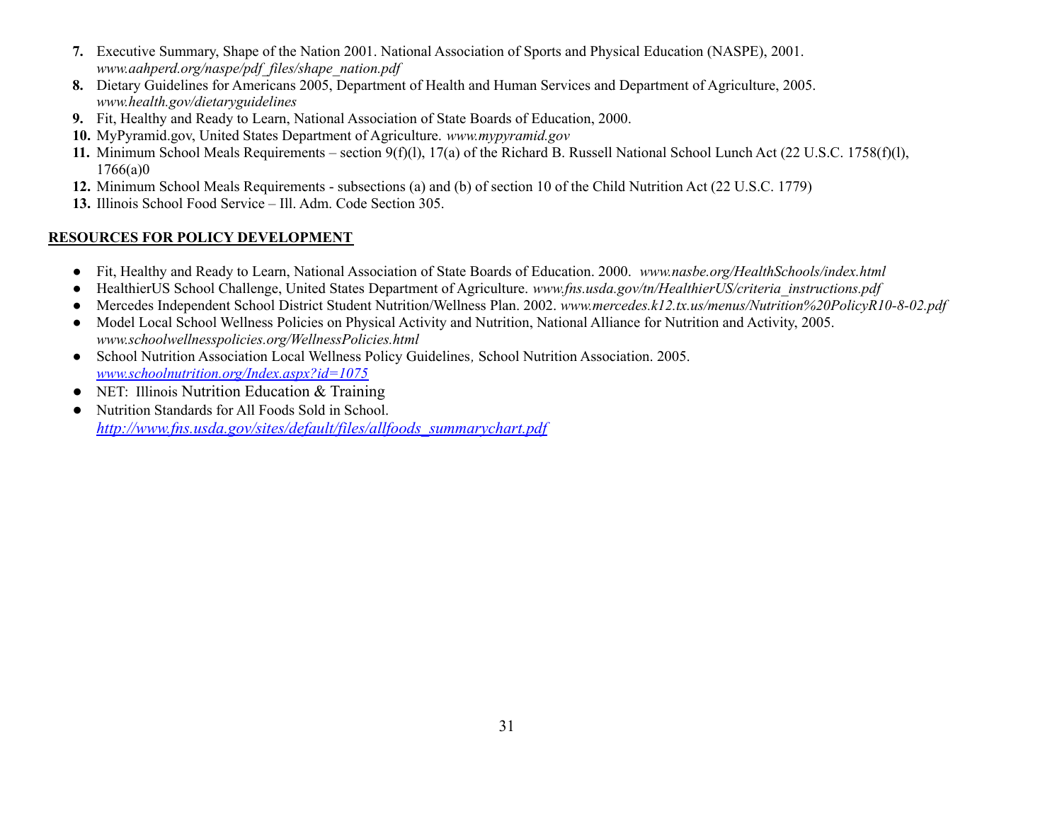7. **7.** Executive Summary, Shape of the Nation 2001. National Association of Sports and Physical Education (NASPE), 2001. *www.aahperd.org/naspe/pdf_files/shape_nation.pdf*
8. **8.** Dietary Guidelines for Americans 2005, Department of Health and Human Services and Department of Agriculture, 2005. *www.health.gov/dietaryguidelines*
9. **9.** Fit, Healthy and Ready to Learn, National Association of State Boards of Education, 2000.
10. **10.** MyPyramid.gov, United States Department of Agriculture. *www.mypyramid.gov*
11. **11.** Minimum School Meals Requirements – section 9(f)(l), 17(a) of the Richard B. Russell National School Lunch Act (22 U.S.C. 1758(f)(l), 1766(a)0
12. **12.** Minimum School Meals Requirements - subsections (a) and (b) of section 10 of the Child Nutrition Act (22 U.S.C. 1779)
13. **13.** Illinois School Food Service – Ill. Adm. Code Section 305.

**RESOURCES FOR POLICY DEVELOPMENT**

- Fit, Healthy and Ready to Learn, National Association of State Boards of Education. 2000. *www.nasbe.org/HealthSchools/index.html*
- HealthierUS School Challenge, United States Department of Agriculture. *www.fns.usda.gov/tn/HealthierUS/criteria_instructions.pdf*
- Mercedes Independent School District Student Nutrition/Wellness Plan. 2002. *www.mercedes.k12.tx.us/menus/Nutrition%20PolicyR10-8-02.pdf*
- Model Local School Wellness Policies on Physical Activity and Nutrition, National Alliance for Nutrition and Activity, 2005. *www.schoolwellnesspolicies.org/WellnessPolicies.html*
- School Nutrition Association Local Wellness Policy Guidelines, School Nutrition Association. 2005. *www.schoolnutrition.org/Index.aspx?id=1075*
- NET: Illinois Nutrition Education & Training
- Nutrition Standards for All Foods Sold in School. *http://www.fns.usda.gov/sites/default/files/allfoods_summarychart.pdf*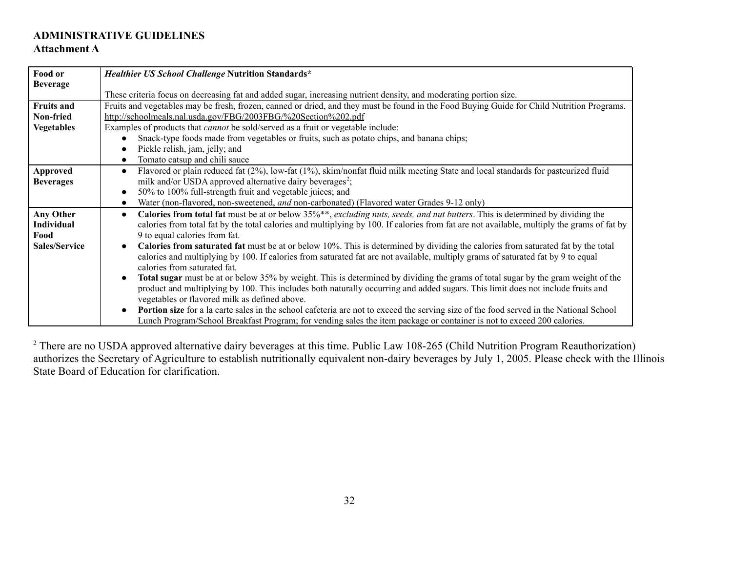**ADMINISTRATIVE GUIDELINES**
**Attachment A**

| **Food or Beverage** | ***Healthier US School Challenge* Nutrition Standards***<br><br>These criteria focus on decreasing fat and added sugar, increasing nutrient density, and moderating portion size. |
|---|---|
| **Fruits and Non-fried Vegetables** | Fruits and vegetables may be fresh, frozen, canned or dried, and they must be found in the Food Buying Guide for Child Nutrition Programs. http://schoolmeals.nal.usda.gov/FBG/2003FBG/%20Section%202.pdf<br>Examples of products that *cannot* be sold/served as a fruit or vegetable include:<br>● Snack-type foods made from vegetables or fruits, such as potato chips, and banana chips;<br>● Pickle relish, jam, jelly; and<br>● Tomato catsup and chili sauce |
| **Approved Beverages** | ● Flavored or plain reduced fat (2%), low-fat (1%), skim/nonfat fluid milk meeting State and local standards for pasteurized fluid milk and/or USDA approved alternative dairy beverages[2];<br>● 50% to 100% full-strength fruit and vegetable juices; and<br>● Water (non-flavored, non-sweetened, *and* non-carbonated) (Flavored water Grades 9-12 only) |
| **Any Other Individual Food Sales/Service** | ● **Calories from total fat** must be at or below 35%**, *excluding nuts, seeds, and nut butters*. This is determined by dividing the calories from total fat by the total calories and multiplying by 100. If calories from fat are not available, multiply the grams of fat by 9 to equal calories from fat.<br>● **Calories from saturated fat** must be at or below 10%. This is determined by dividing the calories from saturated fat by the total calories and multiplying by 100. If calories from saturated fat are not available, multiply grams of saturated fat by 9 to equal calories from saturated fat.<br>● **Total sugar** must be at or below 35% by weight. This is determined by dividing the grams of total sugar by the gram weight of the product and multiplying by 100. This includes both naturally occurring and added sugars. This limit does not include fruits and vegetables or flavored milk as defined above.<br>● **Portion size** for a la carte sales in the school cafeteria are not to exceed the serving size of the food served in the National School Lunch Program/School Breakfast Program; for vending sales the item package or container is not to exceed 200 calories. |

[2] There are no USDA approved alternative dairy beverages at this time. Public Law 108-265 (Child Nutrition Program Reauthorization) authorizes the Secretary of Agriculture to establish nutritionally equivalent non-dairy beverages by July 1, 2005. Please check with the Illinois State Board of Education for clarification.